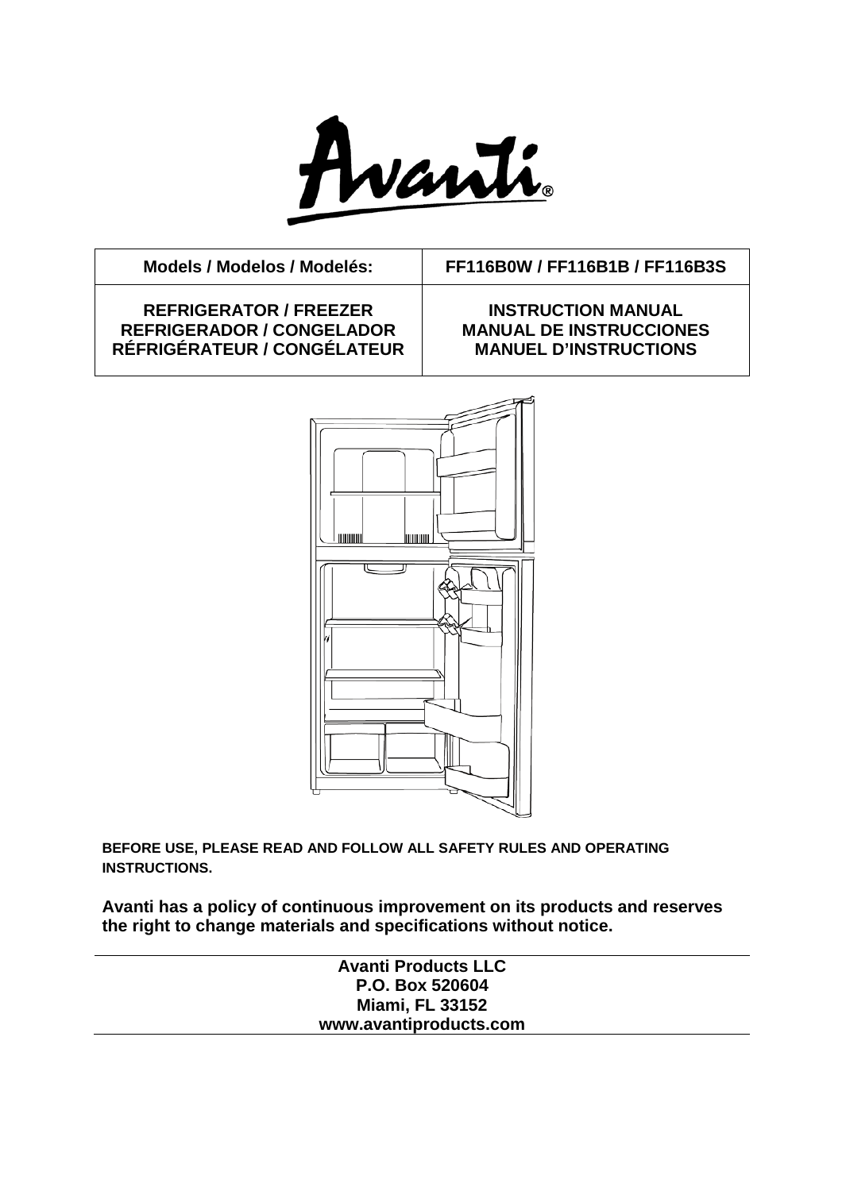# Avanti®

| Models / Modelos / Modelés: | FF116B0W / FF116B1B / FF116B3S |
|---|---|
| **REFRIGERATOR / FREEZER**<br>**REFRIGERADOR / CONGELADOR**<br>**RÉFRIGÉRATEUR / CONGÉLATEUR** | **INSTRUCTION MANUAL**<br>**MANUAL DE INSTRUCCIONES**<br>**MANUEL D'INSTRUCTIONS** |

**BEFORE USE, PLEASE READ AND FOLLOW ALL SAFETY RULES AND OPERATING INSTRUCTIONS.**

**Avanti has a policy of continuous improvement on its products and reserves the right to change materials and specifications without notice.**

**Avanti Products LLC**
**P.O. Box 520604**
**Miami, FL 33152**
**www.avantiproducts.com**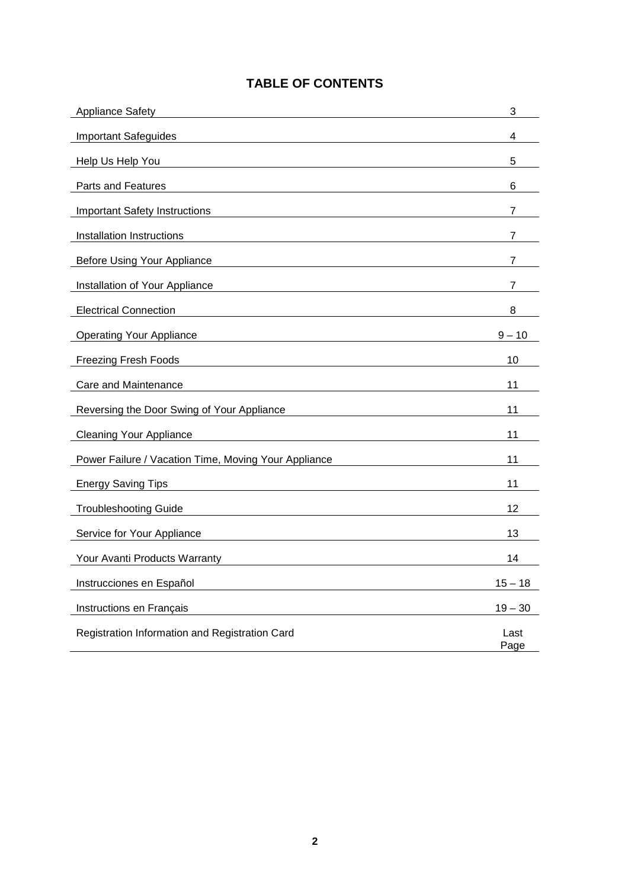# TABLE OF CONTENTS

| | |
|---|---|
| Appliance Safety | 3 |
| Important Safeguides | 4 |
| Help Us Help You | 5 |
| Parts and Features | 6 |
| Important Safety Instructions | 7 |
| Installation Instructions | 7 |
| Before Using Your Appliance | 7 |
| Installation of Your Appliance | 7 |
| Electrical Connection | 8 |
| Operating Your Appliance | 9 – 10 |
| Freezing Fresh Foods | 10 |
| Care and Maintenance | 11 |
| Reversing the Door Swing of Your Appliance | 11 |
| Cleaning Your Appliance | 11 |
| Power Failure / Vacation Time, Moving Your Appliance | 11 |
| Energy Saving Tips | 11 |
| Troubleshooting Guide | 12 |
| Service for Your Appliance | 13 |
| Your Avanti Products Warranty | 14 |
| Instrucciones en Español | 15 – 18 |
| Instructions en Français | 19 – 30 |
| Registration Information and Registration Card | Last Page |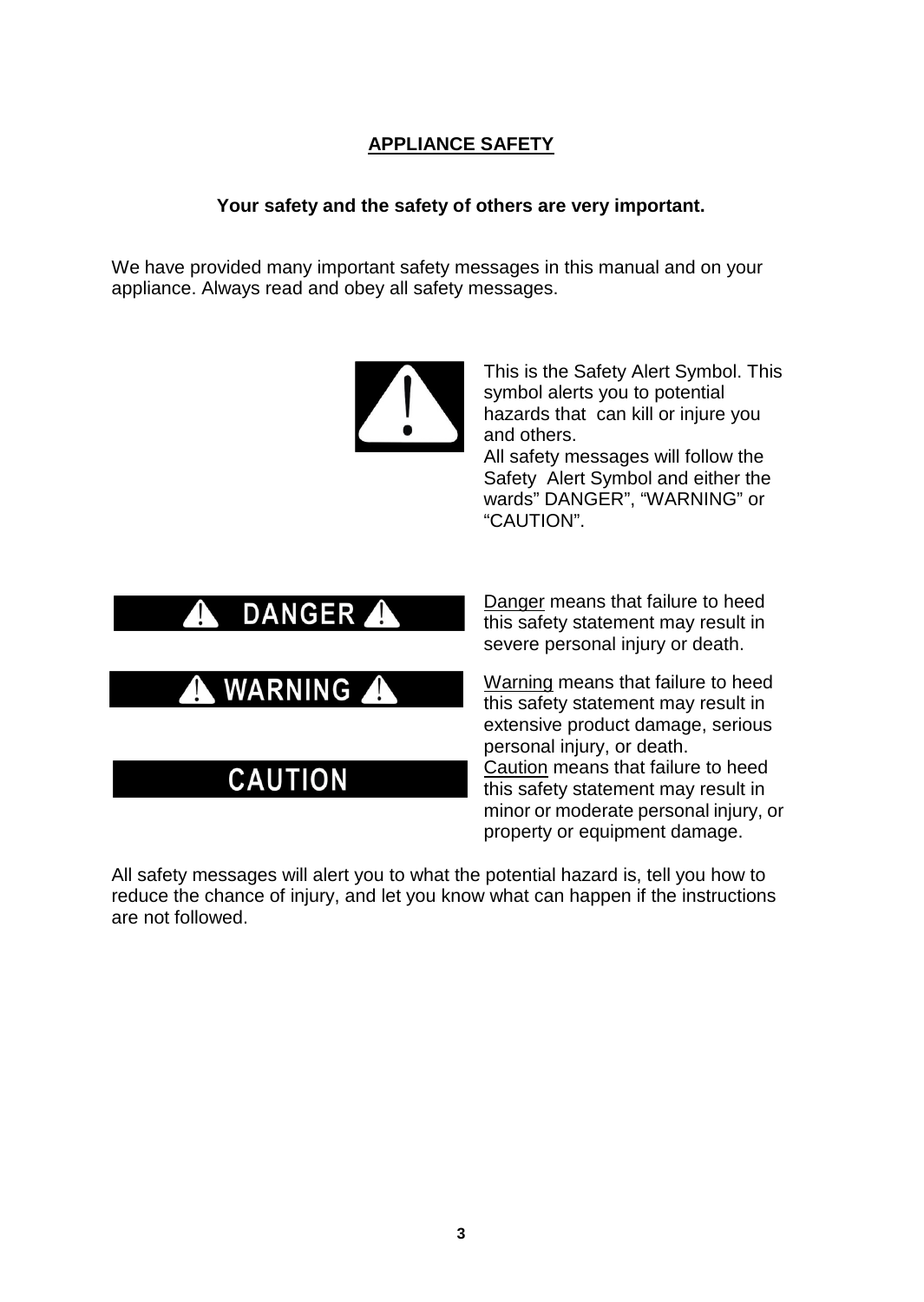## APPLIANCE SAFETY

**Your safety and the safety of others are very important.**

We have provided many important safety messages in this manual and on your appliance. Always read and obey all safety messages.

This is the Safety Alert Symbol. This symbol alerts you to potential hazards that can kill or injure you and others.
All safety messages will follow the Safety Alert Symbol and either the wards" DANGER", "WARNING" or "CAUTION".

**DANGER**

Danger means that failure to heed this safety statement may result in severe personal injury or death.

**WARNING**

Warning means that failure to heed this safety statement may result in extensive product damage, serious personal injury, or death.

**CAUTION**

Caution means that failure to heed this safety statement may result in minor or moderate personal injury, or property or equipment damage.

All safety messages will alert you to what the potential hazard is, tell you how to reduce the chance of injury, and let you know what can happen if the instructions are not followed.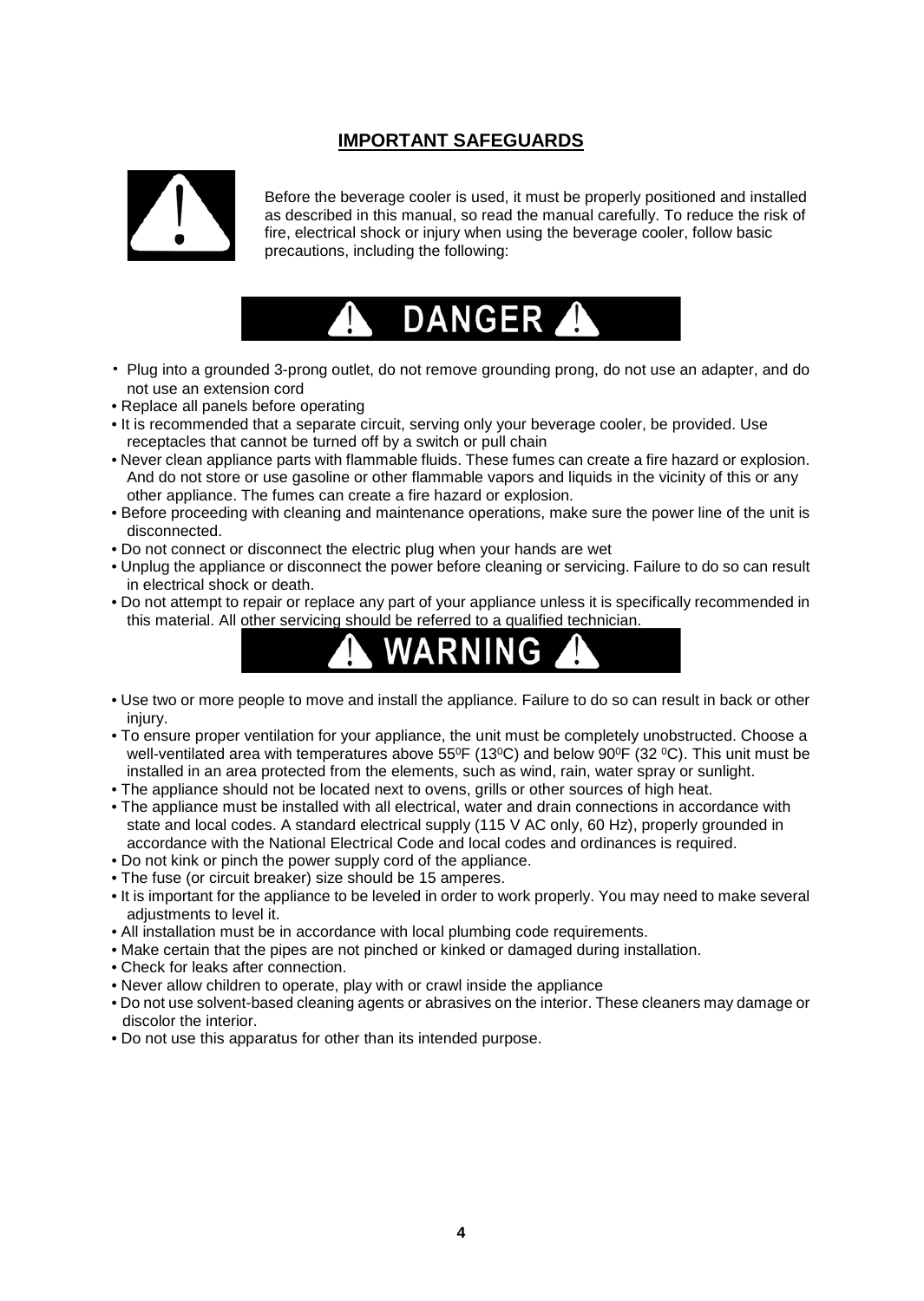## IMPORTANT SAFEGUARDS

Before the beverage cooler is used, it must be properly positioned and installed as described in this manual, so read the manual carefully. To reduce the risk of fire, electrical shock or injury when using the beverage cooler, follow basic precautions, including the following:

### ⚠ DANGER ⚠

- Plug into a grounded 3-prong outlet, do not remove grounding prong, do not use an adapter, and do not use an extension cord
- Replace all panels before operating
- It is recommended that a separate circuit, serving only your beverage cooler, be provided. Use receptacles that cannot be turned off by a switch or pull chain
- Never clean appliance parts with flammable fluids. These fumes can create a fire hazard or explosion. And do not store or use gasoline or other flammable vapors and liquids in the vicinity of this or any other appliance. The fumes can create a fire hazard or explosion.
- Before proceeding with cleaning and maintenance operations, make sure the power line of the unit is disconnected.
- Do not connect or disconnect the electric plug when your hands are wet
- Unplug the appliance or disconnect the power before cleaning or servicing. Failure to do so can result in electrical shock or death.
- Do not attempt to repair or replace any part of your appliance unless it is specifically recommended in this material. All other servicing should be referred to a qualified technician.

### ⚠ WARNING ⚠

- Use two or more people to move and install the appliance. Failure to do so can result in back or other injury.
- To ensure proper ventilation for your appliance, the unit must be completely unobstructed. Choose a well-ventilated area with temperatures above 55$^0$F (13$^0$C) and below 90$^0$F (32 $^0$C). This unit must be installed in an area protected from the elements, such as wind, rain, water spray or sunlight.
- The appliance should not be located next to ovens, grills or other sources of high heat.
- The appliance must be installed with all electrical, water and drain connections in accordance with state and local codes. A standard electrical supply (115 V AC only, 60 Hz), properly grounded in accordance with the National Electrical Code and local codes and ordinances is required.
- Do not kink or pinch the power supply cord of the appliance.
- The fuse (or circuit breaker) size should be 15 amperes.
- It is important for the appliance to be leveled in order to work properly. You may need to make several adjustments to level it.
- All installation must be in accordance with local plumbing code requirements.
- Make certain that the pipes are not pinched or kinked or damaged during installation.
- Check for leaks after connection.
- Never allow children to operate, play with or crawl inside the appliance
- Do not use solvent-based cleaning agents or abrasives on the interior. These cleaners may damage or discolor the interior.
- Do not use this apparatus for other than its intended purpose.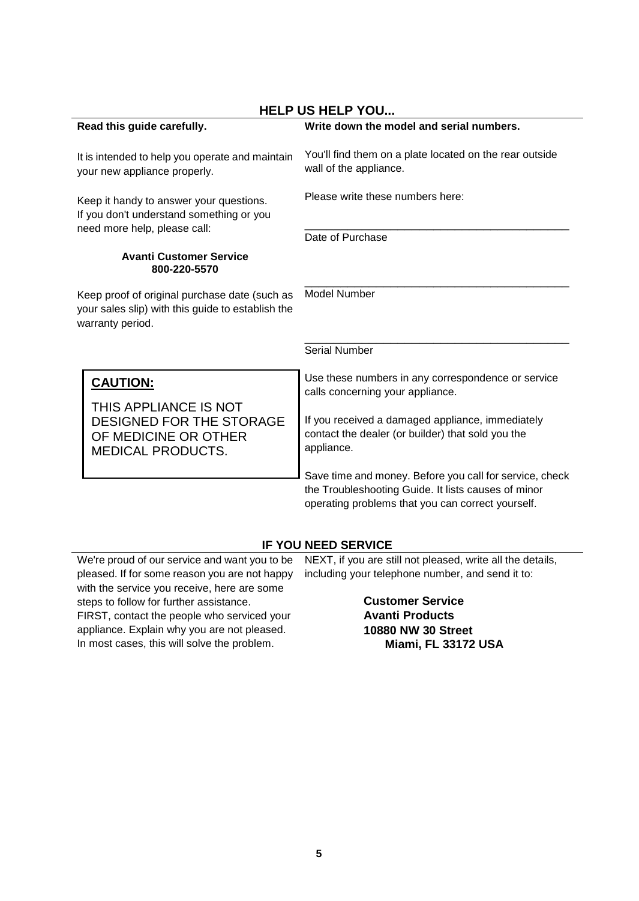## HELP US HELP YOU...

**Read this guide carefully.**

It is intended to help you operate and maintain your new appliance properly.

Keep it handy to answer your questions. If you don't understand something or you need more help, please call:

**Avanti Customer Service**
**800-220-5570**

Keep proof of original purchase date (such as your sales slip) with this guide to establish the warranty period.

**CAUTION:**

THIS APPLIANCE IS NOT DESIGNED FOR THE STORAGE OF MEDICINE OR OTHER MEDICAL PRODUCTS.

**Write down the model and serial numbers.**

You'll find them on a plate located on the rear outside wall of the appliance.

Please write these numbers here:

\_\_\_\_\_\_\_\_\_\_\_\_\_\_\_\_\_\_\_\_\_\_\_\_\_\_\_\_\_\_\_\_\_\_\_\_\_\_\_\_
Date of Purchase

\_\_\_\_\_\_\_\_\_\_\_\_\_\_\_\_\_\_\_\_\_\_\_\_\_\_\_\_\_\_\_\_\_\_\_\_\_\_\_\_
Model Number

\_\_\_\_\_\_\_\_\_\_\_\_\_\_\_\_\_\_\_\_\_\_\_\_\_\_\_\_\_\_\_\_\_\_\_\_\_\_\_\_
Serial Number

Use these numbers in any correspondence or service calls concerning your appliance.

If you received a damaged appliance, immediately contact the dealer (or builder) that sold you the appliance.

Save time and money. Before you call for service, check the Troubleshooting Guide. It lists causes of minor operating problems that you can correct yourself.

## IF YOU NEED SERVICE

We're proud of our service and want you to be pleased. If for some reason you are not happy with the service you receive, here are some steps to follow for further assistance.
FIRST, contact the people who serviced your appliance. Explain why you are not pleased. In most cases, this will solve the problem.

NEXT, if you are still not pleased, write all the details, including your telephone number, and send it to:

**Customer Service**
**Avanti Products**
**10880 NW 30 Street**
**Miami, FL 33172 USA**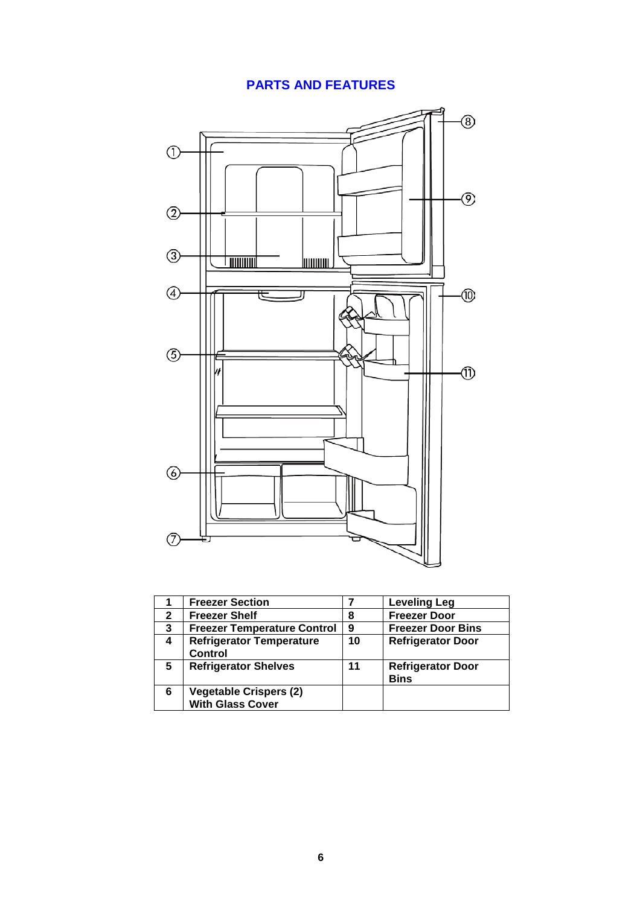# PARTS AND FEATURES

| 1 | Freezer Section | 7 | Leveling Leg |
|---|---|---|---|
| 2 | Freezer Shelf | 8 | Freezer Door |
| 3 | Freezer Temperature Control | 9 | Freezer Door Bins |
| 4 | Refrigerator Temperature Control | 10 | Refrigerator Door |
| 5 | Refrigerator Shelves | 11 | Refrigerator Door Bins |
| 6 | Vegetable Crispers (2) With Glass Cover | | |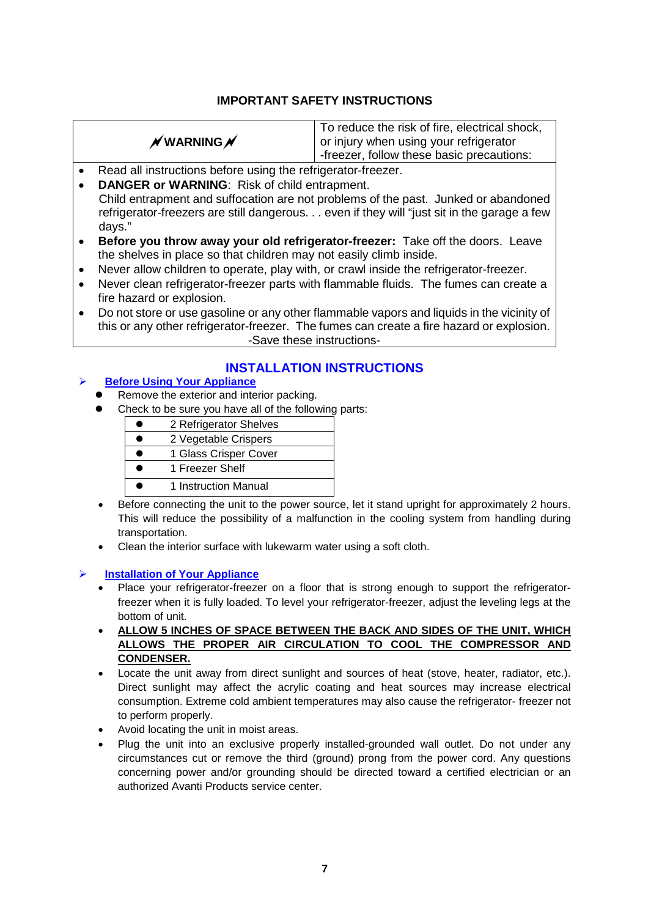## IMPORTANT SAFETY INSTRUCTIONS

| **WARNING** | To reduce the risk of fire, electrical shock, or injury when using your refrigerator -freezer, follow these basic precautions: |
|---|---|

- Read all instructions before using the refrigerator-freezer.
- **DANGER or WARNING**: Risk of child entrapment.
  Child entrapment and suffocation are not problems of the past. Junked or abandoned refrigerator-freezers are still dangerous. . . even if they will "just sit in the garage a few days."
- **Before you throw away your old refrigerator-freezer:** Take off the doors. Leave the shelves in place so that children may not easily climb inside.
- Never allow children to operate, play with, or crawl inside the refrigerator-freezer.
- Never clean refrigerator-freezer parts with flammable fluids. The fumes can create a fire hazard or explosion.
- Do not store or use gasoline or any other flammable vapors and liquids in the vicinity of this or any other refrigerator-freezer. The fumes can create a fire hazard or explosion.

-Save these instructions-

## INSTALLATION INSTRUCTIONS

### Before Using Your Appliance

- Remove the exterior and interior packing.
- Check to be sure you have all of the following parts:

| | |
|---|---|
| ● | 2 Refrigerator Shelves |
| ● | 2 Vegetable Crispers |
| ● | 1 Glass Crisper Cover |
| ● | 1 Freezer Shelf |
| ● | 1 Instruction Manual |

- Before connecting the unit to the power source, let it stand upright for approximately 2 hours. This will reduce the possibility of a malfunction in the cooling system from handling during transportation.
- Clean the interior surface with lukewarm water using a soft cloth.

### Installation of Your Appliance

- Place your refrigerator-freezer on a floor that is strong enough to support the refrigerator-freezer when it is fully loaded. To level your refrigerator-freezer, adjust the leveling legs at the bottom of unit.
- **ALLOW 5 INCHES OF SPACE BETWEEN THE BACK AND SIDES OF THE UNIT, WHICH ALLOWS THE PROPER AIR CIRCULATION TO COOL THE COMPRESSOR AND CONDENSER.**
- Locate the unit away from direct sunlight and sources of heat (stove, heater, radiator, etc.). Direct sunlight may affect the acrylic coating and heat sources may increase electrical consumption. Extreme cold ambient temperatures may also cause the refrigerator- freezer not to perform properly.
- Avoid locating the unit in moist areas.
- Plug the unit into an exclusive properly installed-grounded wall outlet. Do not under any circumstances cut or remove the third (ground) prong from the power cord. Any questions concerning power and/or grounding should be directed toward a certified electrician or an authorized Avanti Products service center.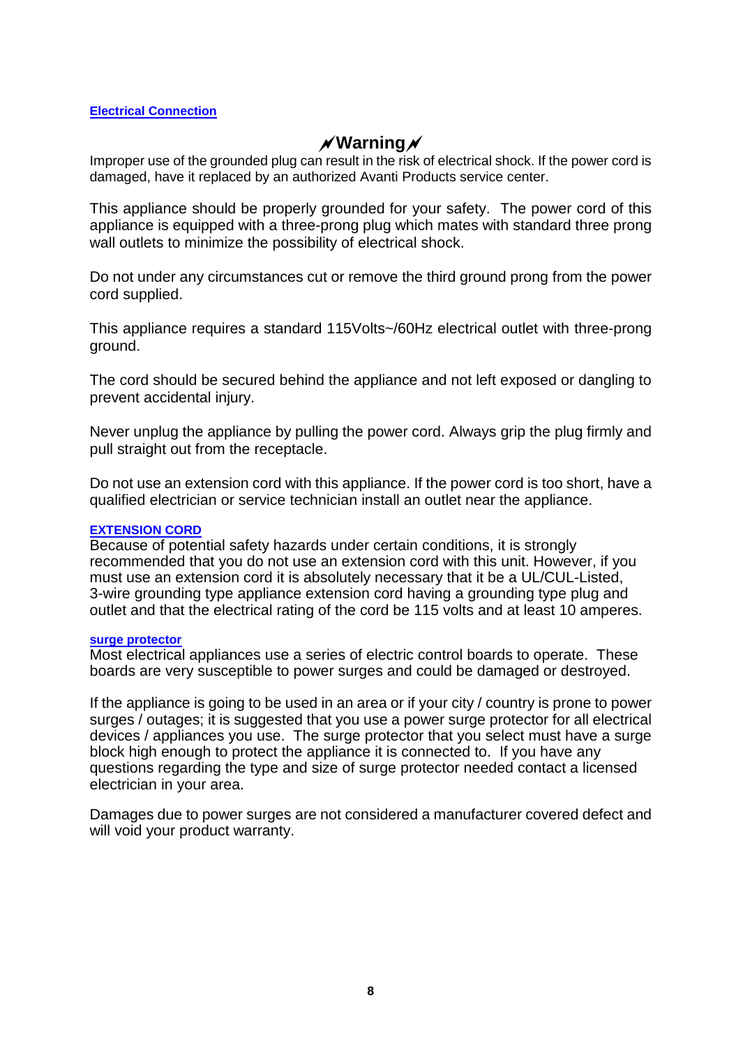## Electrical Connection

### ⚡Warning⚡

Improper use of the grounded plug can result in the risk of electrical shock. If the power cord is damaged, have it replaced by an authorized Avanti Products service center.

This appliance should be properly grounded for your safety. The power cord of this appliance is equipped with a three-prong plug which mates with standard three prong wall outlets to minimize the possibility of electrical shock.

Do not under any circumstances cut or remove the third ground prong from the power cord supplied.

This appliance requires a standard 115Volts~/60Hz electrical outlet with three-prong ground.

The cord should be secured behind the appliance and not left exposed or dangling to prevent accidental injury.

Never unplug the appliance by pulling the power cord. Always grip the plug firmly and pull straight out from the receptacle.

Do not use an extension cord with this appliance. If the power cord is too short, have a qualified electrician or service technician install an outlet near the appliance.

## EXTENSION CORD

Because of potential safety hazards under certain conditions, it is strongly recommended that you do not use an extension cord with this unit. However, if you must use an extension cord it is absolutely necessary that it be a UL/CUL-Listed, 3-wire grounding type appliance extension cord having a grounding type plug and outlet and that the electrical rating of the cord be 115 volts and at least 10 amperes.

## surge protector

Most electrical appliances use a series of electric control boards to operate. These boards are very susceptible to power surges and could be damaged or destroyed.

If the appliance is going to be used in an area or if your city / country is prone to power surges / outages; it is suggested that you use a power surge protector for all electrical devices / appliances you use. The surge protector that you select must have a surge block high enough to protect the appliance it is connected to. If you have any questions regarding the type and size of surge protector needed contact a licensed electrician in your area.

Damages due to power surges are not considered a manufacturer covered defect and will void your product warranty.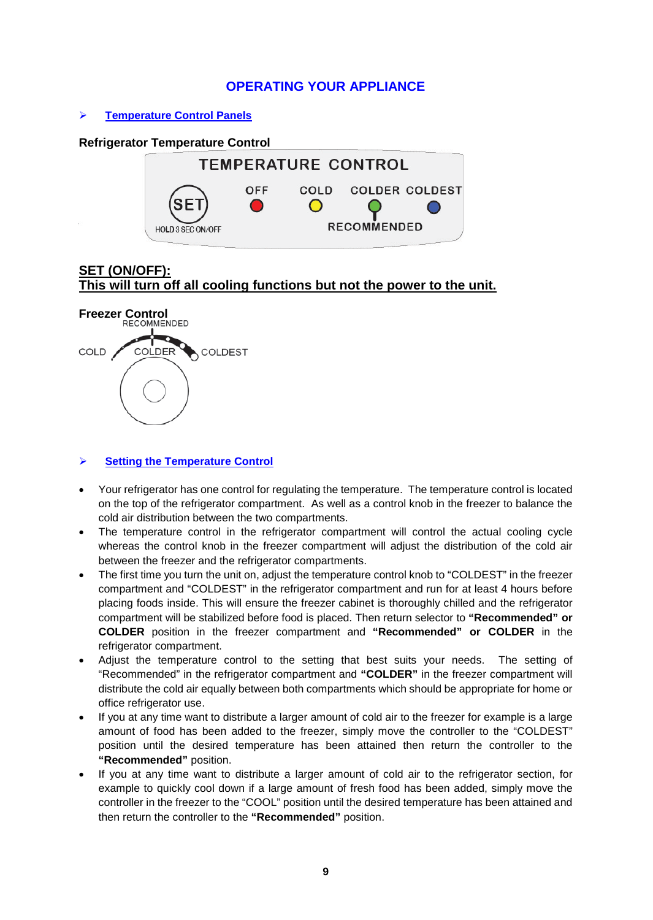# OPERATING YOUR APPLIANCE

## ➢ Temperature Control Panels

**Refrigerator Temperature Control**

TEMPERATURE CONTROL

SET — HOLD 3 SEC ON/OFF

OFF COLD COLDER COLDEST

RECOMMENDED

**SET (ON/OFF):**
**This will turn off all cooling functions but not the power to the unit.**

**Freezer Control**

RECOMMENDED

COLD COLDER COLDEST

## ➢ Setting the Temperature Control

- Your refrigerator has one control for regulating the temperature. The temperature control is located on the top of the refrigerator compartment. As well as a control knob in the freezer to balance the cold air distribution between the two compartments.
- The temperature control in the refrigerator compartment will control the actual cooling cycle whereas the control knob in the freezer compartment will adjust the distribution of the cold air between the freezer and the refrigerator compartments.
- The first time you turn the unit on, adjust the temperature control knob to "COLDEST" in the freezer compartment and "COLDEST" in the refrigerator compartment and run for at least 4 hours before placing foods inside. This will ensure the freezer cabinet is thoroughly chilled and the refrigerator compartment will be stabilized before food is placed. Then return selector to **"Recommended" or COLDER** position in the freezer compartment and **"Recommended" or COLDER** in the refrigerator compartment.
- Adjust the temperature control to the setting that best suits your needs. The setting of "Recommended" in the refrigerator compartment and **"COLDER"** in the freezer compartment will distribute the cold air equally between both compartments which should be appropriate for home or office refrigerator use.
- If you at any time want to distribute a larger amount of cold air to the freezer for example is a large amount of food has been added to the freezer, simply move the controller to the "COLDEST" position until the desired temperature has been attained then return the controller to the **"Recommended"** position.
- If you at any time want to distribute a larger amount of cold air to the refrigerator section, for example to quickly cool down if a large amount of fresh food has been added, simply move the controller in the freezer to the "COOL" position until the desired temperature has been attained and then return the controller to the **"Recommended"** position.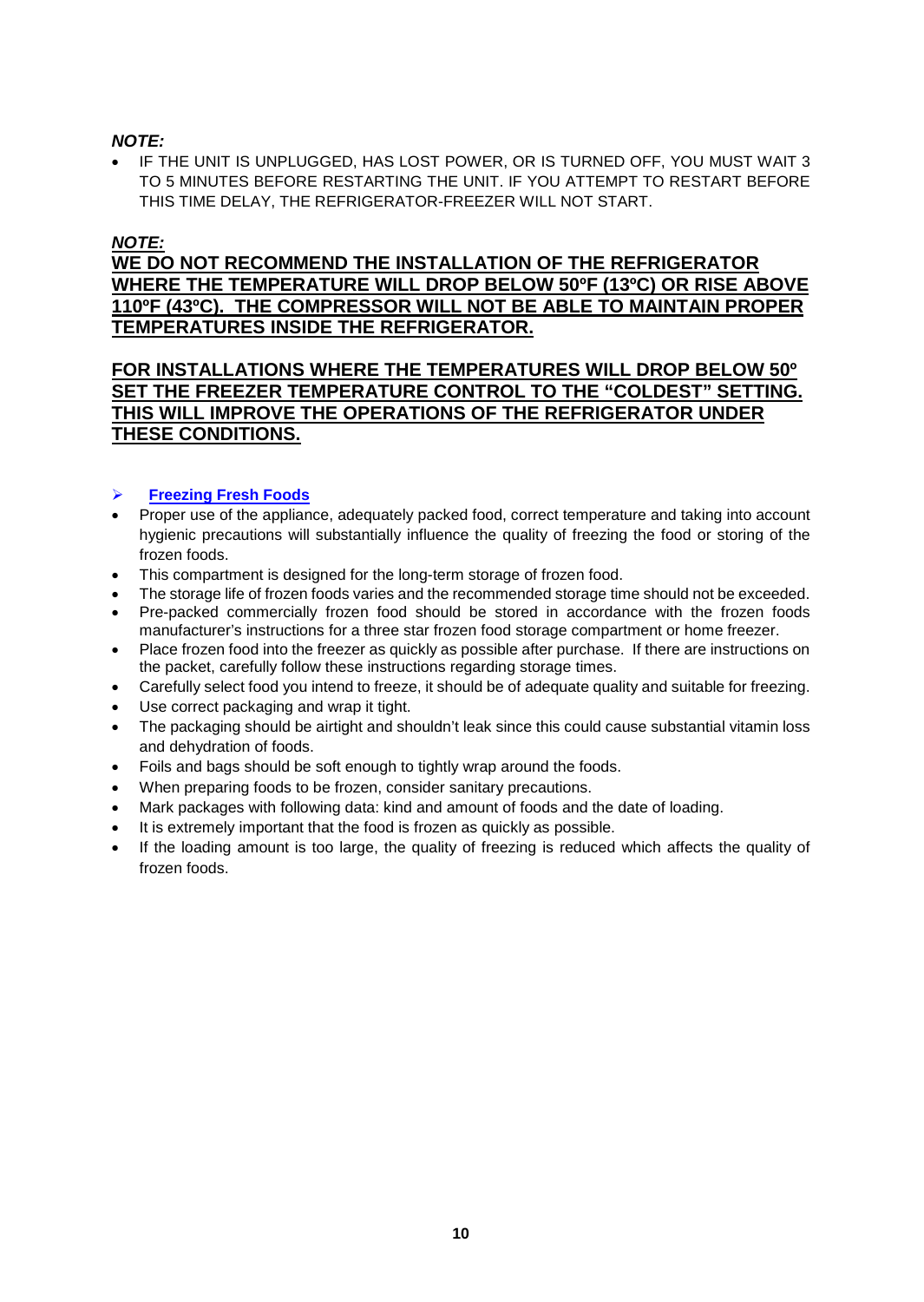***NOTE:***

- IF THE UNIT IS UNPLUGGED, HAS LOST POWER, OR IS TURNED OFF, YOU MUST WAIT 3 TO 5 MINUTES BEFORE RESTARTING THE UNIT. IF YOU ATTEMPT TO RESTART BEFORE THIS TIME DELAY, THE REFRIGERATOR-FREEZER WILL NOT START.

***NOTE:***

**WE DO NOT RECOMMEND THE INSTALLATION OF THE REFRIGERATOR WHERE THE TEMPERATURE WILL DROP BELOW 50ºF (13ºC) OR RISE ABOVE 110ºF (43ºC). THE COMPRESSOR WILL NOT BE ABLE TO MAINTAIN PROPER TEMPERATURES INSIDE THE REFRIGERATOR.**

**FOR INSTALLATIONS WHERE THE TEMPERATURES WILL DROP BELOW 50º SET THE FREEZER TEMPERATURE CONTROL TO THE "COLDEST" SETTING. THIS WILL IMPROVE THE OPERATIONS OF THE REFRIGERATOR UNDER THESE CONDITIONS.**

### ➢ Freezing Fresh Foods

- Proper use of the appliance, adequately packed food, correct temperature and taking into account hygienic precautions will substantially influence the quality of freezing the food or storing of the frozen foods.
- This compartment is designed for the long-term storage of frozen food.
- The storage life of frozen foods varies and the recommended storage time should not be exceeded.
- Pre-packed commercially frozen food should be stored in accordance with the frozen foods manufacturer's instructions for a three star frozen food storage compartment or home freezer.
- Place frozen food into the freezer as quickly as possible after purchase. If there are instructions on the packet, carefully follow these instructions regarding storage times.
- Carefully select food you intend to freeze, it should be of adequate quality and suitable for freezing.
- Use correct packaging and wrap it tight.
- The packaging should be airtight and shouldn't leak since this could cause substantial vitamin loss and dehydration of foods.
- Foils and bags should be soft enough to tightly wrap around the foods.
- When preparing foods to be frozen, consider sanitary precautions.
- Mark packages with following data: kind and amount of foods and the date of loading.
- It is extremely important that the food is frozen as quickly as possible.
- If the loading amount is too large, the quality of freezing is reduced which affects the quality of frozen foods.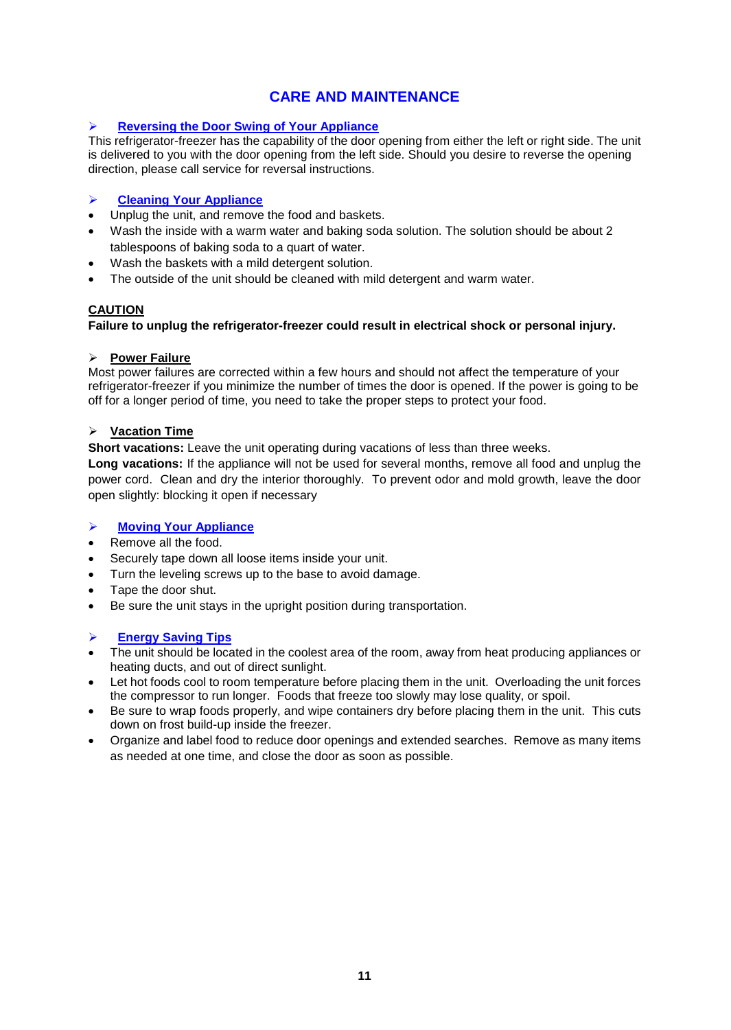# CARE AND MAINTENANCE

## ➢ Reversing the Door Swing of Your Appliance

This refrigerator-freezer has the capability of the door opening from either the left or right side. The unit is delivered to you with the door opening from the left side. Should you desire to reverse the opening direction, please call service for reversal instructions.

## ➢ Cleaning Your Appliance

- Unplug the unit, and remove the food and baskets.
- Wash the inside with a warm water and baking soda solution. The solution should be about 2 tablespoons of baking soda to a quart of water.
- Wash the baskets with a mild detergent solution.
- The outside of the unit should be cleaned with mild detergent and warm water.

**CAUTION**

**Failure to unplug the refrigerator-freezer could result in electrical shock or personal injury.**

## ➢ Power Failure

Most power failures are corrected within a few hours and should not affect the temperature of your refrigerator-freezer if you minimize the number of times the door is opened. If the power is going to be off for a longer period of time, you need to take the proper steps to protect your food.

## ➢ Vacation Time

**Short vacations:** Leave the unit operating during vacations of less than three weeks.

**Long vacations:** If the appliance will not be used for several months, remove all food and unplug the power cord. Clean and dry the interior thoroughly. To prevent odor and mold growth, leave the door open slightly: blocking it open if necessary

## ➢ Moving Your Appliance

- Remove all the food.
- Securely tape down all loose items inside your unit.
- Turn the leveling screws up to the base to avoid damage.
- Tape the door shut.
- Be sure the unit stays in the upright position during transportation.

## ➢ Energy Saving Tips

- The unit should be located in the coolest area of the room, away from heat producing appliances or heating ducts, and out of direct sunlight.
- Let hot foods cool to room temperature before placing them in the unit. Overloading the unit forces the compressor to run longer. Foods that freeze too slowly may lose quality, or spoil.
- Be sure to wrap foods properly, and wipe containers dry before placing them in the unit. This cuts down on frost build-up inside the freezer.
- Organize and label food to reduce door openings and extended searches. Remove as many items as needed at one time, and close the door as soon as possible.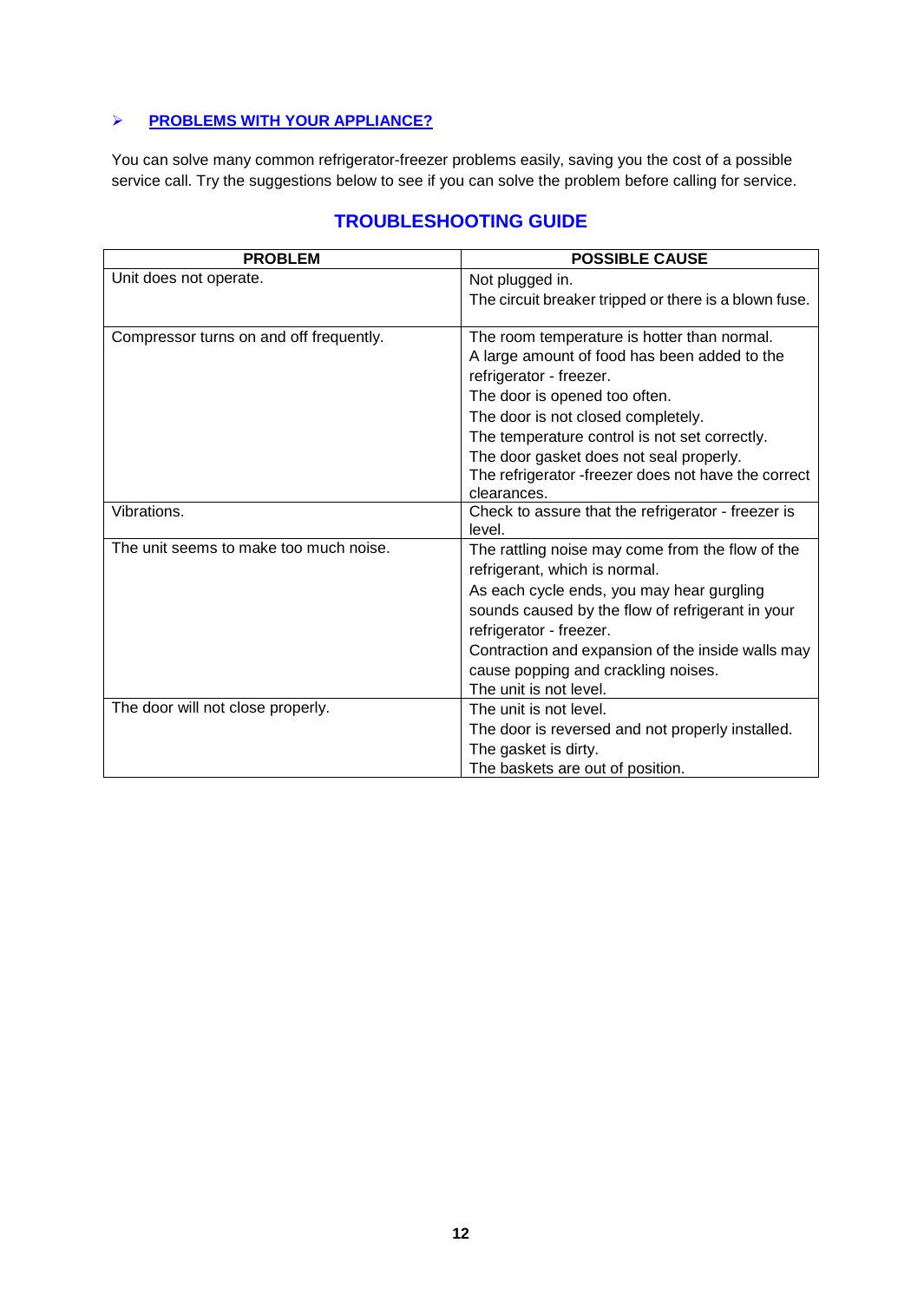- **PROBLEMS WITH YOUR APPLIANCE?**

You can solve many common refrigerator-freezer problems easily, saving you the cost of a possible service call. Try the suggestions below to see if you can solve the problem before calling for service.

## TROUBLESHOOTING GUIDE

| PROBLEM | POSSIBLE CAUSE |
|---|---|
| Unit does not operate. | Not plugged in.<br>The circuit breaker tripped or there is a blown fuse. |
| Compressor turns on and off frequently. | The room temperature is hotter than normal.<br>A large amount of food has been added to the refrigerator - freezer.<br>The door is opened too often.<br>The door is not closed completely.<br>The temperature control is not set correctly.<br>The door gasket does not seal properly.<br>The refrigerator -freezer does not have the correct clearances. |
| Vibrations. | Check to assure that the refrigerator - freezer is level. |
| The unit seems to make too much noise. | The rattling noise may come from the flow of the refrigerant, which is normal.<br>As each cycle ends, you may hear gurgling sounds caused by the flow of refrigerant in your refrigerator - freezer.<br>Contraction and expansion of the inside walls may cause popping and crackling noises.<br>The unit is not level. |
| The door will not close properly. | The unit is not level.<br>The door is reversed and not properly installed.<br>The gasket is dirty.<br>The baskets are out of position. |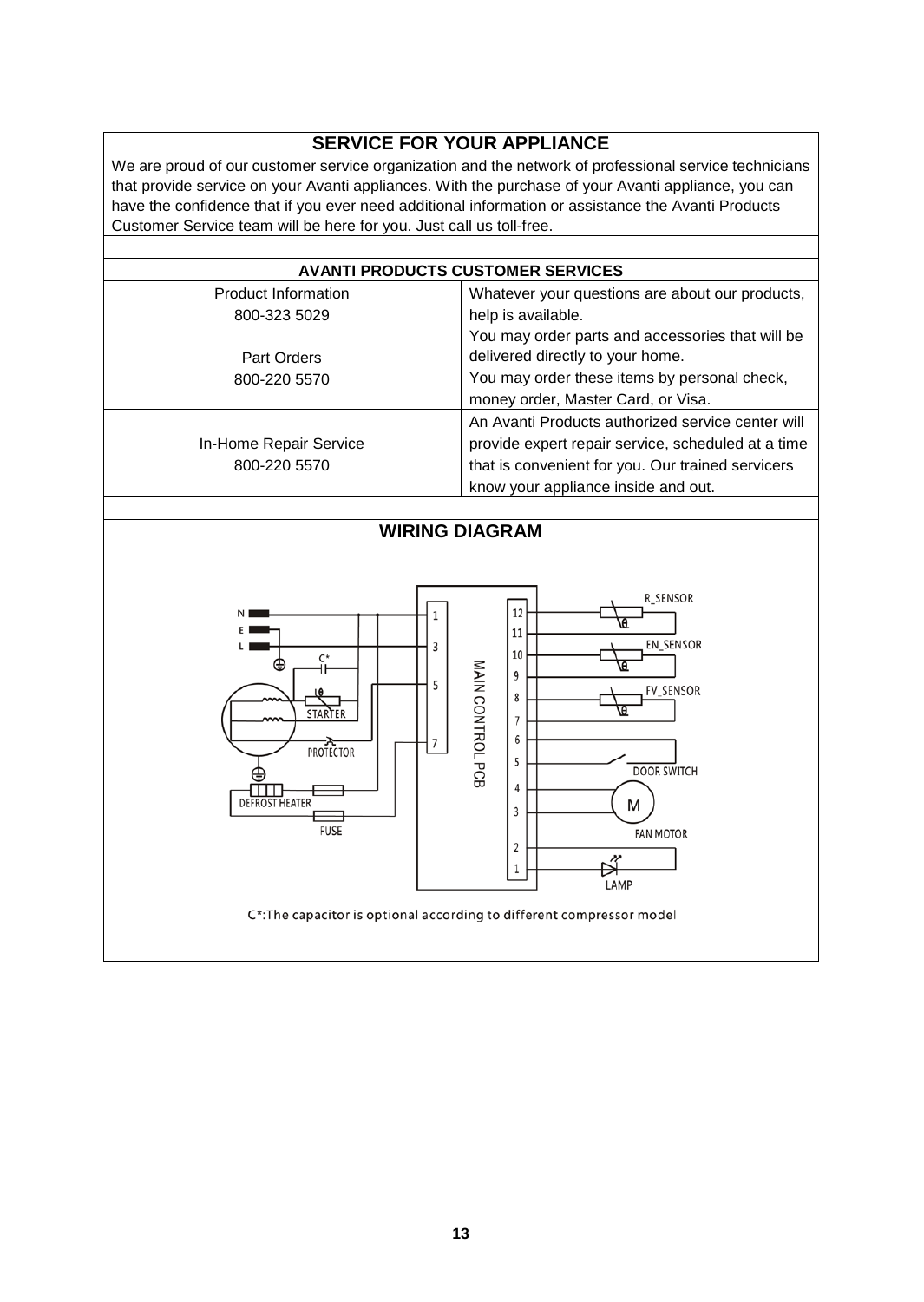## SERVICE FOR YOUR APPLIANCE

We are proud of our customer service organization and the network of professional service technicians that provide service on your Avanti appliances. With the purchase of your Avanti appliance, you can have the confidence that if you ever need additional information or assistance the Avanti Products Customer Service team will be here for you. Just call us toll-free.

| AVANTI PRODUCTS CUSTOMER SERVICES | |
|---|---|
| Product Information<br>800-323 5029 | Whatever your questions are about our products, help is available. |
| Part Orders<br>800-220 5570 | You may order parts and accessories that will be delivered directly to your home.<br>You may order these items by personal check, money order, Master Card, or Visa. |
| In-Home Repair Service<br>800-220 5570 | An Avanti Products authorized service center will provide expert repair service, scheduled at a time that is convenient for you. Our trained servicers know your appliance inside and out. |

## WIRING DIAGRAM

N
E
L
C*
STARTER
PROTECTOR
DEFROST HEATER
FUSE
MAIN CONTROL PCB
R_SENSOR
EN_SENSOR
FV_SENSOR
DOOR SWITCH
FAN MOTOR
LAMP

C*:The capacitor is optional according to different compressor model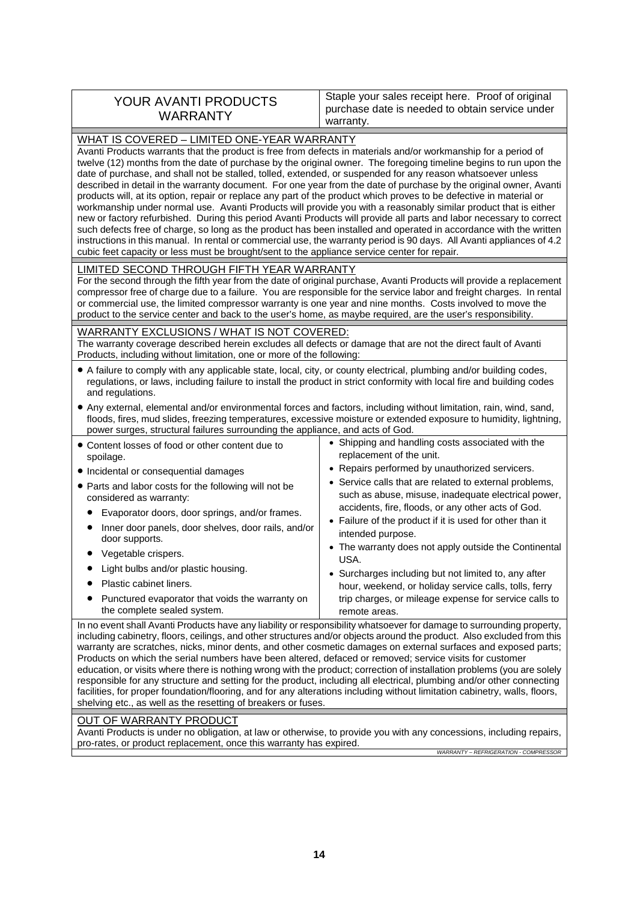# YOUR AVANTI PRODUCTS WARRANTY

Staple your sales receipt here. Proof of original purchase date is needed to obtain service under warranty.

## WHAT IS COVERED – LIMITED ONE-YEAR WARRANTY

Avanti Products warrants that the product is free from defects in materials and/or workmanship for a period of twelve (12) months from the date of purchase by the original owner. The foregoing timeline begins to run upon the date of purchase, and shall not be stalled, tolled, extended, or suspended for any reason whatsoever unless described in detail in the warranty document. For one year from the date of purchase by the original owner, Avanti products will, at its option, repair or replace any part of the product which proves to be defective in material or workmanship under normal use. Avanti Products will provide you with a reasonably similar product that is either new or factory refurbished. During this period Avanti Products will provide all parts and labor necessary to correct such defects free of charge, so long as the product has been installed and operated in accordance with the written instructions in this manual. In rental or commercial use, the warranty period is 90 days. All Avanti appliances of 4.2 cubic feet capacity or less must be brought/sent to the appliance service center for repair.

## LIMITED SECOND THROUGH FIFTH YEAR WARRANTY

For the second through the fifth year from the date of original purchase, Avanti Products will provide a replacement compressor free of charge due to a failure. You are responsible for the service labor and freight charges. In rental or commercial use, the limited compressor warranty is one year and nine months. Costs involved to move the product to the service center and back to the user's home, as maybe required, are the user's responsibility.

## WARRANTY EXCLUSIONS / WHAT IS NOT COVERED:

The warranty coverage described herein excludes all defects or damage that are not the direct fault of Avanti Products, including without limitation, one or more of the following:

- A failure to comply with any applicable state, local, city, or county electrical, plumbing and/or building codes, regulations, or laws, including failure to install the product in strict conformity with local fire and building codes and regulations.
- Any external, elemental and/or environmental forces and factors, including without limitation, rain, wind, sand, floods, fires, mud slides, freezing temperatures, excessive moisture or extended exposure to humidity, lightning, power surges, structural failures surrounding the appliance, and acts of God.
- Content losses of food or other content due to spoilage.
- Incidental or consequential damages
- Parts and labor costs for the following will not be considered as warranty:
  - Evaporator doors, door springs, and/or frames.
  - Inner door panels, door shelves, door rails, and/or door supports.
  - Vegetable crispers.
  - Light bulbs and/or plastic housing.
  - Plastic cabinet liners.
  - Punctured evaporator that voids the warranty on the complete sealed system.
- Shipping and handling costs associated with the replacement of the unit.
- Repairs performed by unauthorized servicers.
- Service calls that are related to external problems, such as abuse, misuse, inadequate electrical power, accidents, fire, floods, or any other acts of God.
- Failure of the product if it is used for other than it intended purpose.
- The warranty does not apply outside the Continental USA.
- Surcharges including but not limited to, any after hour, weekend, or holiday service calls, tolls, ferry trip charges, or mileage expense for service calls to remote areas.

In no event shall Avanti Products have any liability or responsibility whatsoever for damage to surrounding property, including cabinetry, floors, ceilings, and other structures and/or objects around the product. Also excluded from this warranty are scratches, nicks, minor dents, and other cosmetic damages on external surfaces and exposed parts; Products on which the serial numbers have been altered, defaced or removed; service visits for customer education, or visits where there is nothing wrong with the product; correction of installation problems (you are solely responsible for any structure and setting for the product, including all electrical, plumbing and/or other connecting facilities, for proper foundation/flooring, and for any alterations including without limitation cabinetry, walls, floors, shelving etc., as well as the resetting of breakers or fuses.

## OUT OF WARRANTY PRODUCT

Avanti Products is under no obligation, at law or otherwise, to provide you with any concessions, including repairs, pro-rates, or product replacement, once this warranty has expired.

*WARRANTY – REFRIGERATION - COMPRESSOR*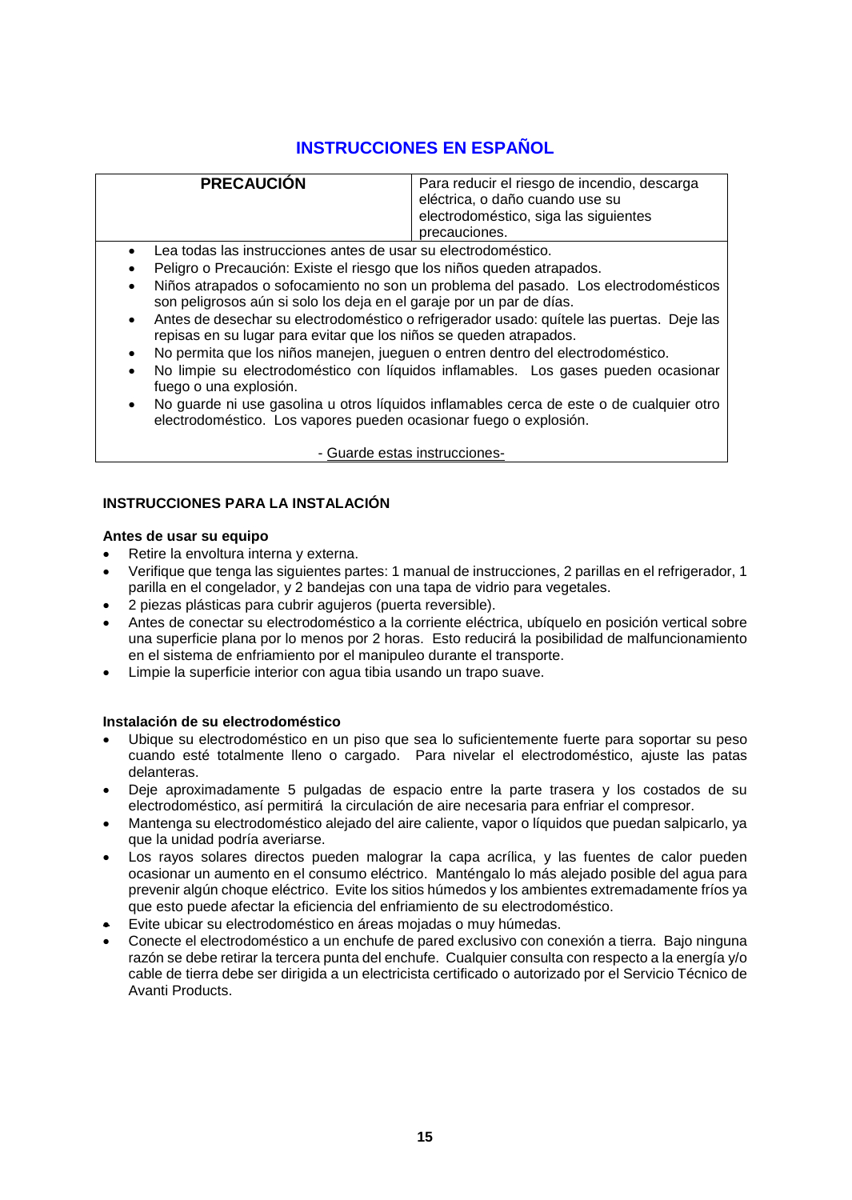# INSTRUCCIONES EN ESPAÑOL

| **PRECAUCIÓN** | Para reducir el riesgo de incendio, descarga eléctrica, o daño cuando use su electrodoméstico, siga las siguientes precauciones. |
|---|---|

- Lea todas las instrucciones antes de usar su electrodoméstico.
- Peligro o Precaución: Existe el riesgo que los niños queden atrapados.
- Niños atrapados o sofocamiento no son un problema del pasado. Los electrodomésticos son peligrosos aún si solo los deja en el garaje por un par de días.
- Antes de desechar su electrodoméstico o refrigerador usado: quítele las puertas. Deje las repisas en su lugar para evitar que los niños se queden atrapados.
- No permita que los niños manejen, jueguen o entren dentro del electrodoméstico.
- No limpie su electrodoméstico con líquidos inflamables. Los gases pueden ocasionar fuego o una explosión.
- No guarde ni use gasolina u otros líquidos inflamables cerca de este o de cualquier otro electrodoméstico. Los vapores pueden ocasionar fuego o explosión.

- Guarde estas instrucciones-

## INSTRUCCIONES PARA LA INSTALACIÓN

### Antes de usar su equipo

- Retire la envoltura interna y externa.
- Verifique que tenga las siguientes partes: 1 manual de instrucciones, 2 parillas en el refrigerador, 1 parilla en el congelador, y 2 bandejas con una tapa de vidrio para vegetales.
- 2 piezas plásticas para cubrir agujeros (puerta reversible).
- Antes de conectar su electrodoméstico a la corriente eléctrica, ubíquelo en posición vertical sobre una superficie plana por lo menos por 2 horas. Esto reducirá la posibilidad de malfuncionamiento en el sistema de enfriamiento por el manipuleo durante el transporte.
- Limpie la superficie interior con agua tibia usando un trapo suave.

### Instalación de su electrodoméstico

- Ubique su electrodoméstico en un piso que sea lo suficientemente fuerte para soportar su peso cuando esté totalmente lleno o cargado. Para nivelar el electrodoméstico, ajuste las patas delanteras.
- Deje aproximadamente 5 pulgadas de espacio entre la parte trasera y los costados de su electrodoméstico, así permitirá la circulación de aire necesaria para enfriar el compresor.
- Mantenga su electrodoméstico alejado del aire caliente, vapor o líquidos que puedan salpicarlo, ya que la unidad podría averiarse.
- Los rayos solares directos pueden malograr la capa acrílica, y las fuentes de calor pueden ocasionar un aumento en el consumo eléctrico. Manténgalo lo más alejado posible del agua para prevenir algún choque eléctrico. Evite los sitios húmedos y los ambientes extremadamente fríos ya que esto puede afectar la eficiencia del enfriamiento de su electrodoméstico.
- Evite ubicar su electrodoméstico en áreas mojadas o muy húmedas.
- Conecte el electrodoméstico a un enchufe de pared exclusivo con conexión a tierra. Bajo ninguna razón se debe retirar la tercera punta del enchufe. Cualquier consulta con respecto a la energía y/o cable de tierra debe ser dirigida a un electricista certificado o autorizado por el Servicio Técnico de Avanti Products.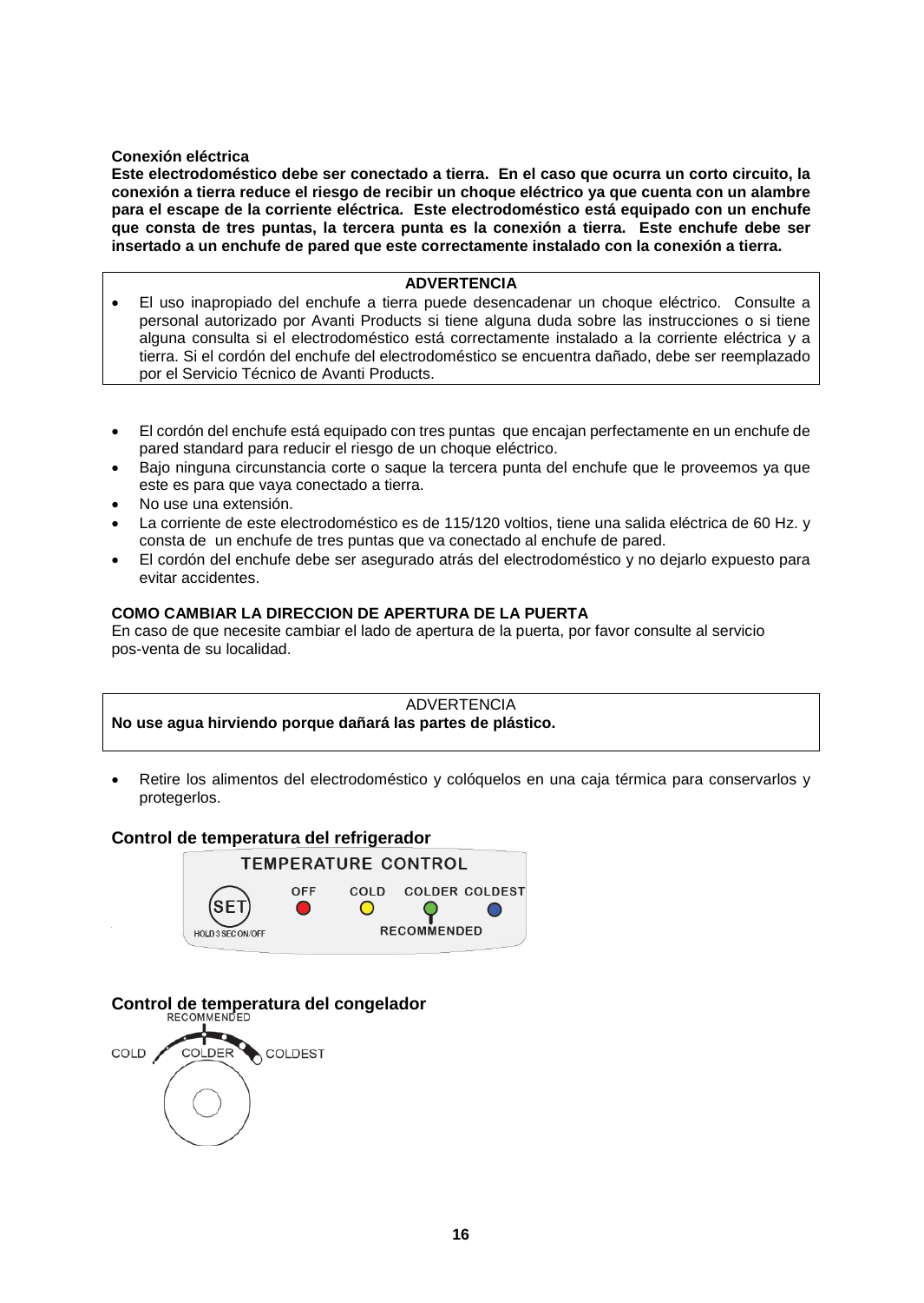**Conexión eléctrica**

**Este electrodoméstico debe ser conectado a tierra. En el caso que ocurra un corto circuito, la conexión a tierra reduce el riesgo de recibir un choque eléctrico ya que cuenta con un alambre para el escape de la corriente eléctrica. Este electrodoméstico está equipado con un enchufe que consta de tres puntas, la tercera punta es la conexión a tierra. Este enchufe debe ser insertado a un enchufe de pared que este correctamente instalado con la conexión a tierra.**

**ADVERTENCIA**

- El uso inapropiado del enchufe a tierra puede desencadenar un choque eléctrico. Consulte a personal autorizado por Avanti Products si tiene alguna duda sobre las instrucciones o si tiene alguna consulta si el electrodoméstico está correctamente instalado a la corriente eléctrica y a tierra. Si el cordón del enchufe del electrodoméstico se encuentra dañado, debe ser reemplazado por el Servicio Técnico de Avanti Products.

- El cordón del enchufe está equipado con tres puntas que encajan perfectamente en un enchufe de pared standard para reducir el riesgo de un choque eléctrico.
- Bajo ninguna circunstancia corte o saque la tercera punta del enchufe que le proveemos ya que este es para que vaya conectado a tierra.
- No use una extensión.
- La corriente de este electrodoméstico es de 115/120 voltios, tiene una salida eléctrica de 60 Hz. y consta de un enchufe de tres puntas que va conectado al enchufe de pared.
- El cordón del enchufe debe ser asegurado atrás del electrodoméstico y no dejarlo expuesto para evitar accidentes.

**COMO CAMBIAR LA DIRECCION DE APERTURA DE LA PUERTA**

En caso de que necesite cambiar el lado de apertura de la puerta, por favor consulte al servicio pos-venta de su localidad.

ADVERTENCIA

**No use agua hirviendo porque dañará las partes de plástico.**

- Retire los alimentos del electrodoméstico y colóquelos en una caja térmica para conservarlos y protegerlos.

## Control de temperatura del refrigerador

TEMPERATURE CONTROL

SET — HOLD 3 SEC ON/OFF

OFF COLD COLDER COLDEST

RECOMMENDED

## Control de temperatura del congelador

RECOMMENDED

COLD COLDER COLDEST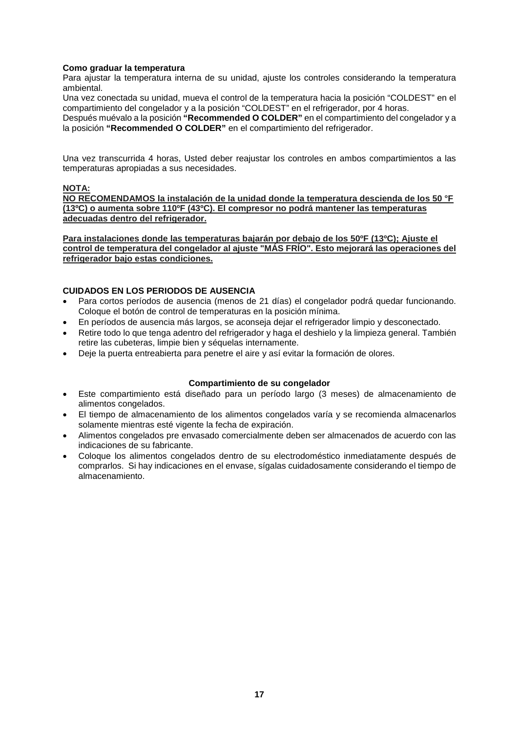**Como graduar la temperatura**

Para ajustar la temperatura interna de su unidad, ajuste los controles considerando la temperatura ambiental.

Una vez conectada su unidad, mueva el control de la temperatura hacia la posición “COLDEST” en el compartimiento del congelador y a la posición “COLDEST” en el refrigerador, por 4 horas.

Después muévalo a la posición **“Recommended O COLDER”** en el compartimiento del congelador y a la posición **“Recommended O COLDER”** en el compartimiento del refrigerador.

Una vez transcurrida 4 horas, Usted deber reajustar los controles en ambos compartimientos a las temperaturas apropiadas a sus necesidades.

**NOTA:**

**NO RECOMENDAMOS la instalación de la unidad donde la temperatura descienda de los 50 °F (13ºC) o aumenta sobre 110ºF (43ºC). El compresor no podrá mantener las temperaturas adecuadas dentro del refrigerador.**

**Para instalaciones donde las temperaturas bajarán por debajo de los 50ºF (13ºC); Ajuste el control de temperatura del congelador al ajuste "MÁS FRÍO". Esto mejorará las operaciones del refrigerador bajo estas condiciones.**

**CUIDADOS EN LOS PERIODOS DE AUSENCIA**

- Para cortos períodos de ausencia (menos de 21 días) el congelador podrá quedar funcionando. Coloque el botón de control de temperaturas en la posición mínima.
- En períodos de ausencia más largos, se aconseja dejar el refrigerador limpio y desconectado.
- Retire todo lo que tenga adentro del refrigerador y haga el deshielo y la limpieza general. También retire las cubeteras, limpie bien y séquelas internamente.
- Deje la puerta entreabierta para penetre el aire y así evitar la formación de olores.

**Compartimiento de su congelador**

- Este compartimiento está diseñado para un período largo (3 meses) de almacenamiento de alimentos congelados.
- El tiempo de almacenamiento de los alimentos congelados varía y se recomienda almacenarlos solamente mientras esté vigente la fecha de expiración.
- Alimentos congelados pre envasado comercialmente deben ser almacenados de acuerdo con las indicaciones de su fabricante.
- Coloque los alimentos congelados dentro de su electrodoméstico inmediatamente después de comprarlos. Si hay indicaciones en el envase, sígalas cuidadosamente considerando el tiempo de almacenamiento.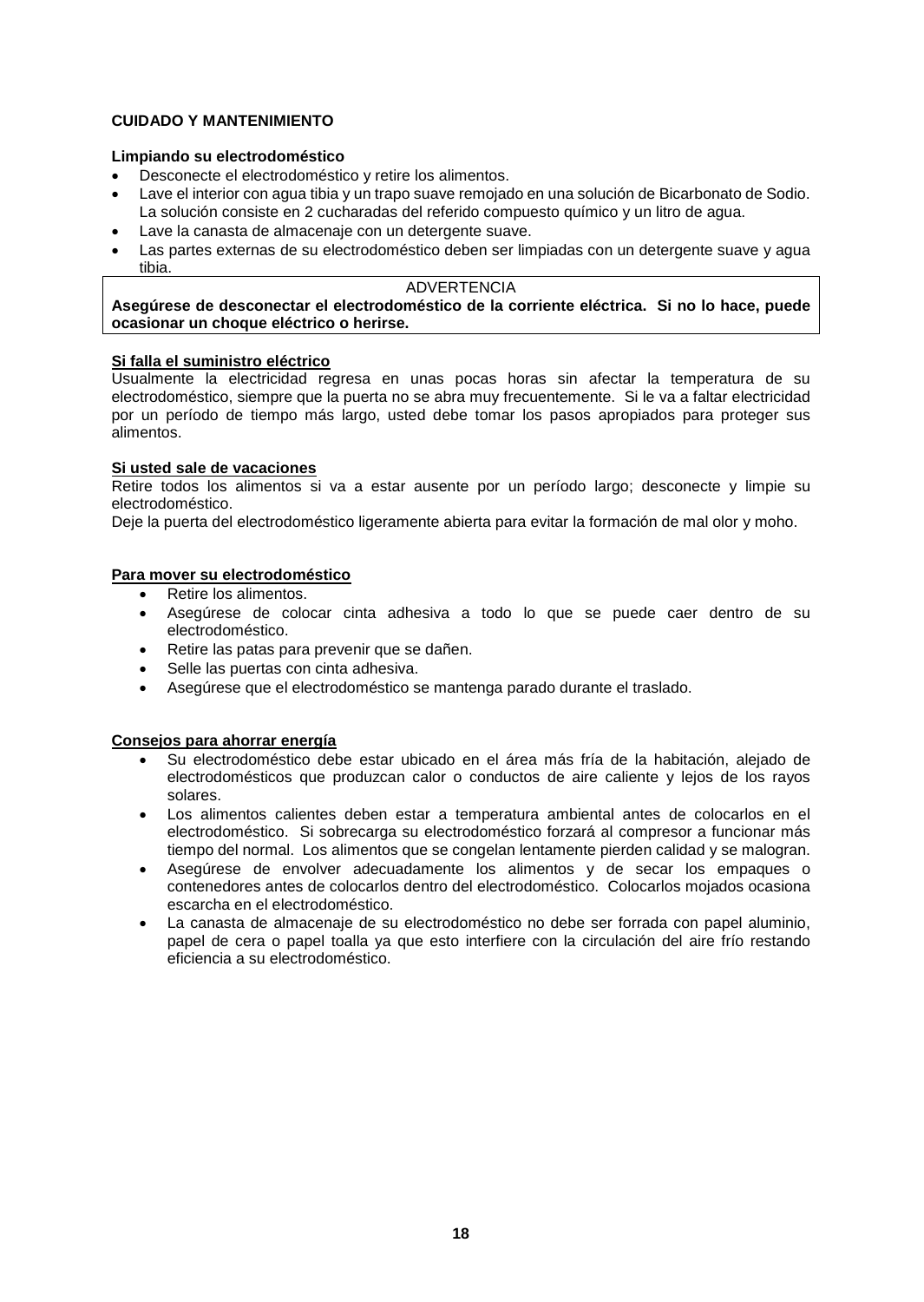**CUIDADO Y MANTENIMIENTO**

**Limpiando su electrodoméstico**

- Desconecte el electrodoméstico y retire los alimentos.
- Lave el interior con agua tibia y un trapo suave remojado en una solución de Bicarbonato de Sodio. La solución consiste en 2 cucharadas del referido compuesto químico y un litro de agua.
- Lave la canasta de almacenaje con un detergente suave.
- Las partes externas de su electrodoméstico deben ser limpiadas con un detergente suave y agua tibia.

| ADVERTENCIA |
|---|
| **Asegúrese de desconectar el electrodoméstico de la corriente eléctrica. Si no lo hace, puede ocasionar un choque eléctrico o herirse.** |

**Si falla el suministro eléctrico**

Usualmente la electricidad regresa en unas pocas horas sin afectar la temperatura de su electrodoméstico, siempre que la puerta no se abra muy frecuentemente. Si le va a faltar electricidad por un período de tiempo más largo, usted debe tomar los pasos apropiados para proteger sus alimentos.

**Si usted sale de vacaciones**

Retire todos los alimentos si va a estar ausente por un período largo; desconecte y limpie su electrodoméstico.

Deje la puerta del electrodoméstico ligeramente abierta para evitar la formación de mal olor y moho.

**Para mover su electrodoméstico**

- Retire los alimentos.
- Asegúrese de colocar cinta adhesiva a todo lo que se puede caer dentro de su electrodoméstico.
- Retire las patas para prevenir que se dañen.
- Selle las puertas con cinta adhesiva.
- Asegúrese que el electrodoméstico se mantenga parado durante el traslado.

**Consejos para ahorrar energía**

- Su electrodoméstico debe estar ubicado en el área más fría de la habitación, alejado de electrodomésticos que produzcan calor o conductos de aire caliente y lejos de los rayos solares.
- Los alimentos calientes deben estar a temperatura ambiental antes de colocarlos en el electrodoméstico. Si sobrecarga su electrodoméstico forzará al compresor a funcionar más tiempo del normal. Los alimentos que se congelan lentamente pierden calidad y se malogran.
- Asegúrese de envolver adecuadamente los alimentos y de secar los empaques o contenedores antes de colocarlos dentro del electrodoméstico. Colocarlos mojados ocasiona escarcha en el electrodoméstico.
- La canasta de almacenaje de su electrodoméstico no debe ser forrada con papel aluminio, papel de cera o papel toalla ya que esto interfiere con la circulación del aire frío restando eficiencia a su electrodoméstico.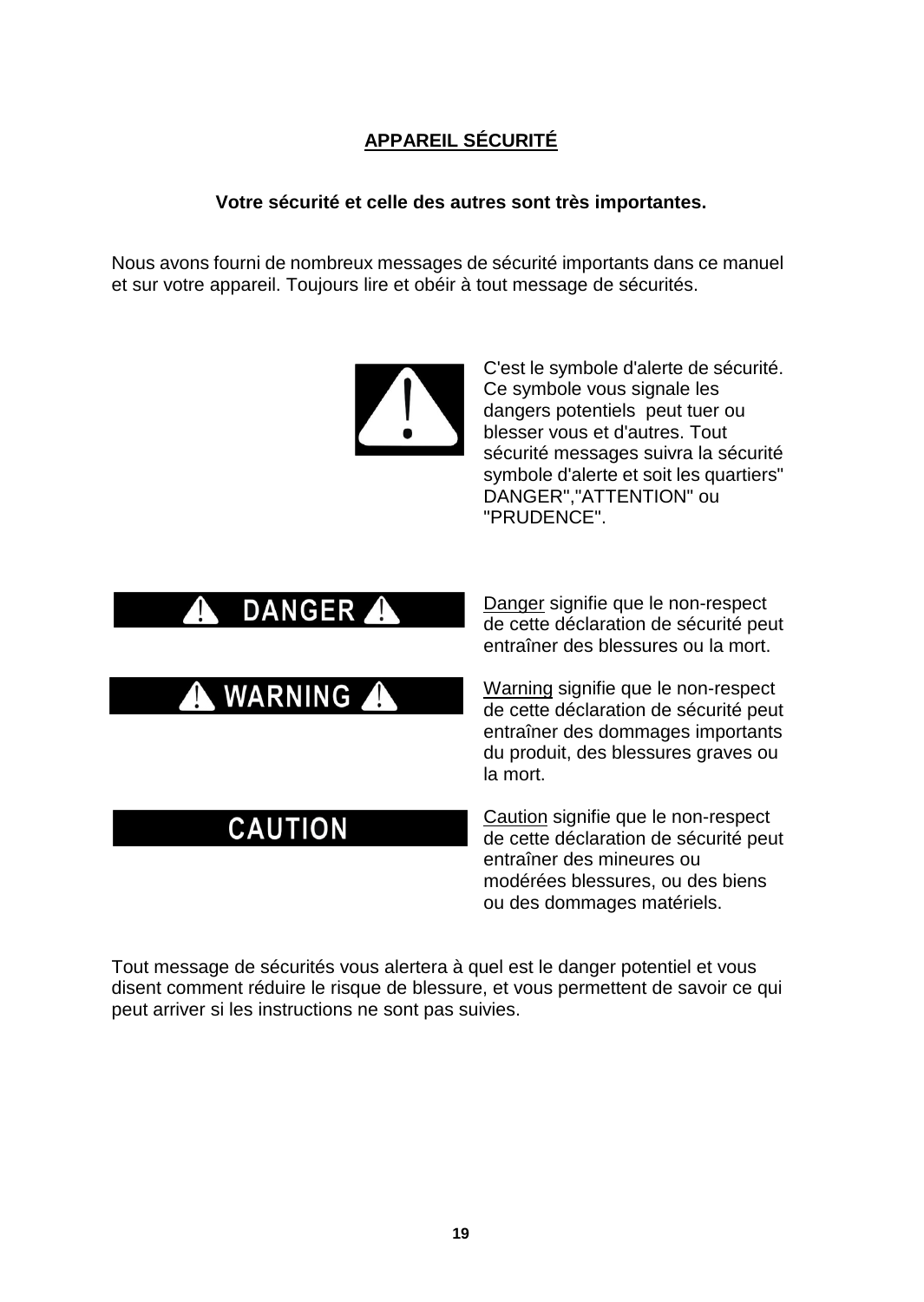## APPAREIL SÉCURITÉ

**Votre sécurité et celle des autres sont très importantes.**

Nous avons fourni de nombreux messages de sécurité importants dans ce manuel et sur votre appareil. Toujours lire et obéir à tout message de sécurités.

C'est le symbole d'alerte de sécurité. Ce symbole vous signale les dangers potentiels peut tuer ou blesser vous et d'autres. Tout sécurité messages suivra la sécurité symbole d'alerte et soit les quartiers" DANGER","ATTENTION" ou "PRUDENCE".

**⚠ DANGER ⚠**

Danger signifie que le non-respect de cette déclaration de sécurité peut entraîner des blessures ou la mort.

**⚠ WARNING ⚠**

Warning signifie que le non-respect de cette déclaration de sécurité peut entraîner des dommages importants du produit, des blessures graves ou la mort.

**CAUTION**

Caution signifie que le non-respect de cette déclaration de sécurité peut entraîner des mineures ou modérées blessures, ou des biens ou des dommages matériels.

Tout message de sécurités vous alertera à quel est le danger potentiel et vous disent comment réduire le risque de blessure, et vous permettent de savoir ce qui peut arriver si les instructions ne sont pas suivies.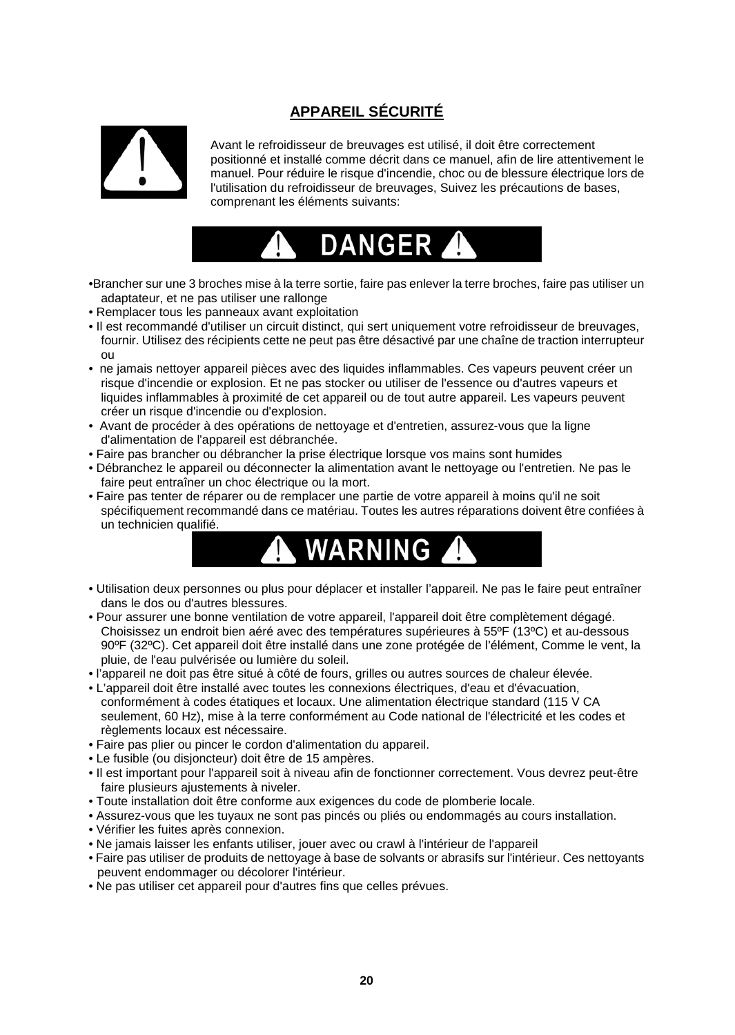## APPAREIL SÉCURITÉ

Avant le refroidisseur de breuvages est utilisé, il doit être correctement positionné et installé comme décrit dans ce manuel, afin de lire attentivement le manuel. Pour réduire le risque d'incendie, choc ou de blessure électrique lors de l'utilisation du refroidisseur de breuvages, Suivez les précautions de bases, comprenant les éléments suivants:

### DANGER

- Brancher sur une 3 broches mise à la terre sortie, faire pas enlever la terre broches, faire pas utiliser un adaptateur, et ne pas utiliser une rallonge
- Remplacer tous les panneaux avant exploitation
- Il est recommandé d'utiliser un circuit distinct, qui sert uniquement votre refroidisseur de breuvages, fournir. Utilisez des récipients cette ne peut pas être désactivé par une chaîne de traction interrupteur ou
- ne jamais nettoyer appareil pièces avec des liquides inflammables. Ces vapeurs peuvent créer un risque d'incendie or explosion. Et ne pas stocker ou utiliser de l'essence ou d'autres vapeurs et liquides inflammables à proximité de cet appareil ou de tout autre appareil. Les vapeurs peuvent créer un risque d'incendie ou d'explosion.
- Avant de procéder à des opérations de nettoyage et d'entretien, assurez-vous que la ligne d'alimentation de l'appareil est débranchée.
- Faire pas brancher ou débrancher la prise électrique lorsque vos mains sont humides
- Débranchez le appareil ou déconnecter la alimentation avant le nettoyage ou l'entretien. Ne pas le faire peut entraîner un choc électrique ou la mort.
- Faire pas tenter de réparer ou de remplacer une partie de votre appareil à moins qu'il ne soit spécifiquement recommandé dans ce matériau. Toutes les autres réparations doivent être confiées à un technicien qualifié.

### WARNING

- Utilisation deux personnes ou plus pour déplacer et installer l'appareil. Ne pas le faire peut entraîner dans le dos ou d'autres blessures.
- Pour assurer une bonne ventilation de votre appareil, l'appareil doit être complètement dégagé. Choisissez un endroit bien aéré avec des températures supérieures à 55ºF (13ºC) et au-dessous 90ºF (32ºC). Cet appareil doit être installé dans une zone protégée de l'élément, Comme le vent, la pluie, de l'eau pulvérisée ou lumière du soleil.
- l'appareil ne doit pas être situé à côté de fours, grilles ou autres sources de chaleur élevée.
- L'appareil doit être installé avec toutes les connexions électriques, d'eau et d'évacuation, conformément à codes étatiques et locaux. Une alimentation électrique standard (115 V CA seulement, 60 Hz), mise à la terre conformément au Code national de l'électricité et les codes et règlements locaux est nécessaire.
- Faire pas plier ou pincer le cordon d'alimentation du appareil.
- Le fusible (ou disjoncteur) doit être de 15 ampères.
- Il est important pour l'appareil soit à niveau afin de fonctionner correctement. Vous devrez peut-être faire plusieurs ajustements à niveler.
- Toute installation doit être conforme aux exigences du code de plomberie locale.
- Assurez-vous que les tuyaux ne sont pas pincés ou pliés ou endommagés au cours installation.
- Vérifier les fuites après connexion.
- Ne jamais laisser les enfants utiliser, jouer avec ou crawl à l'intérieur de l'appareil
- Faire pas utiliser de produits de nettoyage à base de solvants or abrasifs sur l'intérieur. Ces nettoyants peuvent endommager ou décolorer l'intérieur.
- Ne pas utiliser cet appareil pour d'autres fins que celles prévues.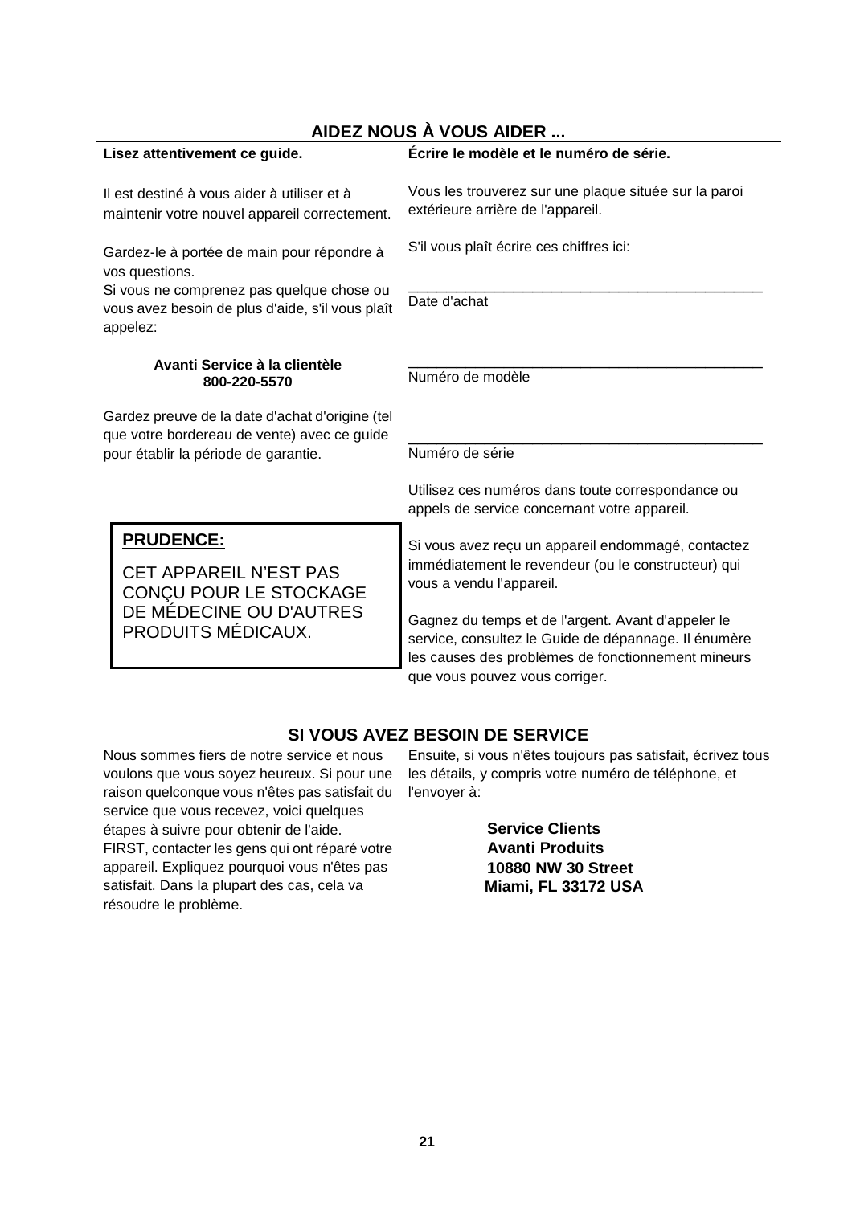## AIDEZ NOUS À VOUS AIDER ...

**Lisez attentivement ce guide.**

Il est destiné à vous aider à utiliser et à maintenir votre nouvel appareil correctement.

Gardez-le à portée de main pour répondre à vos questions.
Si vous ne comprenez pas quelque chose ou vous avez besoin de plus d'aide, s'il vous plaît appelez:

**Avanti Service à la clientèle**
**800-220-5570**

Gardez preuve de la date d'achat d'origine (tel que votre bordereau de vente) avec ce guide pour établir la période de garantie.

> **PRUDENCE:**
>
> CET APPAREIL N'EST PAS CONÇU POUR LE STOCKAGE DE MÉDECINE OU D'AUTRES PRODUITS MÉDICAUX.

**Écrire le modèle et le numéro de série.**

Vous les trouverez sur une plaque située sur la paroi extérieure arrière de l'appareil.

S'il vous plaît écrire ces chiffres ici:

_____________________________________________
Date d'achat

_____________________________________________
Numéro de modèle

_____________________________________________
Numéro de série

Utilisez ces numéros dans toute correspondance ou appels de service concernant votre appareil.

Si vous avez reçu un appareil endommagé, contactez immédiatement le revendeur (ou le constructeur) qui vous a vendu l'appareil.

Gagnez du temps et de l'argent. Avant d'appeler le service, consultez le Guide de dépannage. Il énumère les causes des problèmes de fonctionnement mineurs que vous pouvez vous corriger.

## SI VOUS AVEZ BESOIN DE SERVICE

Nous sommes fiers de notre service et nous voulons que vous soyez heureux. Si pour une raison quelconque vous n'êtes pas satisfait du service que vous recevez, voici quelques étapes à suivre pour obtenir de l'aide.
FIRST, contacter les gens qui ont réparé votre appareil. Expliquez pourquoi vous n'êtes pas satisfait. Dans la plupart des cas, cela va résoudre le problème.

Ensuite, si vous n'êtes toujours pas satisfait, écrivez tous les détails, y compris votre numéro de téléphone, et l'envoyer à:

**Service Clients**
**Avanti Produits**
**10880 NW 30 Street**
**Miami, FL 33172 USA**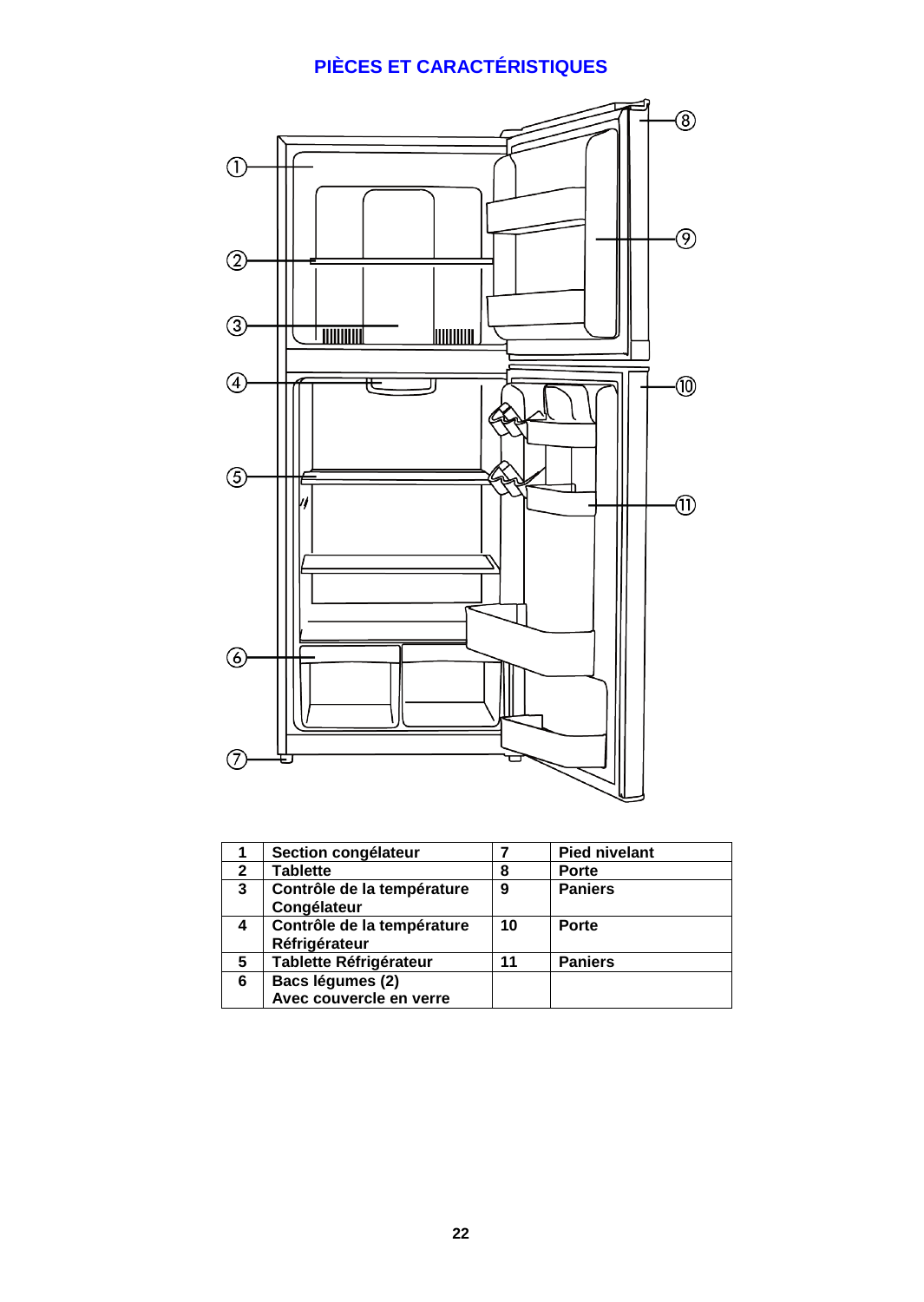# PIÈCES ET CARACTÉRISTIQUES

| 1 | Section congélateur | 7 | Pied nivelant |
|---|---|---|---|
| 2 | Tablette | 8 | Porte |
| 3 | Contrôle de la température Congélateur | 9 | Paniers |
| 4 | Contrôle de la température Réfrigérateur | 10 | Porte |
| 5 | Tablette Réfrigérateur | 11 | Paniers |
| 6 | Bacs légumes (2) Avec couvercle en verre | | |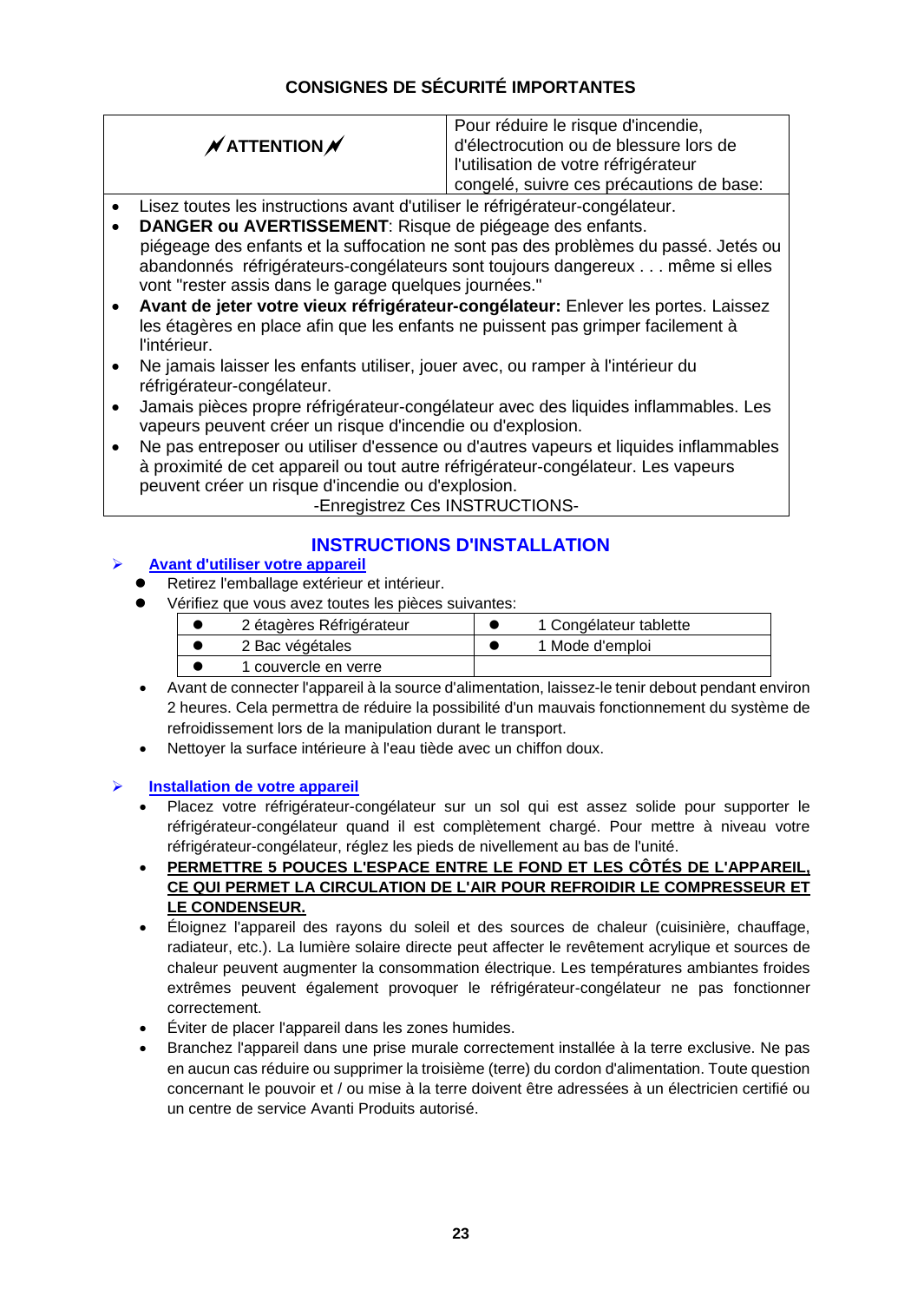## CONSIGNES DE SÉCURITÉ IMPORTANTES

| ⚡ **ATTENTION** ⚡ | Pour réduire le risque d'incendie, d'électrocution ou de blessure lors de l'utilisation de votre réfrigérateur congelé, suivre ces précautions de base: |
|---|---|

- Lisez toutes les instructions avant d'utiliser le réfrigérateur-congélateur.
- **DANGER ou AVERTISSEMENT**: Risque de piégeage des enfants.
  piégeage des enfants et la suffocation ne sont pas des problèmes du passé. Jetés ou abandonnés réfrigérateurs-congélateurs sont toujours dangereux . . . même si elles vont "rester assis dans le garage quelques journées."
- **Avant de jeter votre vieux réfrigérateur-congélateur:** Enlever les portes. Laissez les étagères en place afin que les enfants ne puissent pas grimper facilement à l'intérieur.
- Ne jamais laisser les enfants utiliser, jouer avec, ou ramper à l'intérieur du réfrigérateur-congélateur.
- Jamais pièces propre réfrigérateur-congélateur avec des liquides inflammables. Les vapeurs peuvent créer un risque d'incendie ou d'explosion.
- Ne pas entreposer ou utiliser d'essence ou d'autres vapeurs et liquides inflammables à proximité de cet appareil ou tout autre réfrigérateur-congélateur. Les vapeurs peuvent créer un risque d'incendie ou d'explosion.

-Enregistrez Ces INSTRUCTIONS-

## INSTRUCTIONS D'INSTALLATION

### Avant d'utiliser votre appareil

- Retirez l'emballage extérieur et intérieur.
- Vérifiez que vous avez toutes les pièces suivantes:

| | |
|---|---|
| ● 2 étagères Réfrigérateur | ● 1 Congélateur tablette |
| ● 2 Bac végétales | ● 1 Mode d'emploi |
| ● 1 couvercle en verre | |

- Avant de connecter l'appareil à la source d'alimentation, laissez-le tenir debout pendant environ 2 heures. Cela permettra de réduire la possibilité d'un mauvais fonctionnement du système de refroidissement lors de la manipulation durant le transport.
- Nettoyer la surface intérieure à l'eau tiède avec un chiffon doux.

### Installation de votre appareil

- Placez votre réfrigérateur-congélateur sur un sol qui est assez solide pour supporter le réfrigérateur-congélateur quand il est complètement chargé. Pour mettre à niveau votre réfrigérateur-congélateur, réglez les pieds de nivellement au bas de l'unité.
- **PERMETTRE 5 POUCES L'ESPACE ENTRE LE FOND ET LES CÔTÉS DE L'APPAREIL, CE QUI PERMET LA CIRCULATION DE L'AIR POUR REFROIDIR LE COMPRESSEUR ET LE CONDENSEUR.**
- Éloignez l'appareil des rayons du soleil et des sources de chaleur (cuisinière, chauffage, radiateur, etc.). La lumière solaire directe peut affecter le revêtement acrylique et sources de chaleur peuvent augmenter la consommation électrique. Les températures ambiantes froides extrêmes peuvent également provoquer le réfrigérateur-congélateur ne pas fonctionner correctement.
- Éviter de placer l'appareil dans les zones humides.
- Branchez l'appareil dans une prise murale correctement installée à la terre exclusive. Ne pas en aucun cas réduire ou supprimer la troisième (terre) du cordon d'alimentation. Toute question concernant le pouvoir et / ou mise à la terre doivent être adressées à un électricien certifié ou un centre de service Avanti Produits autorisé.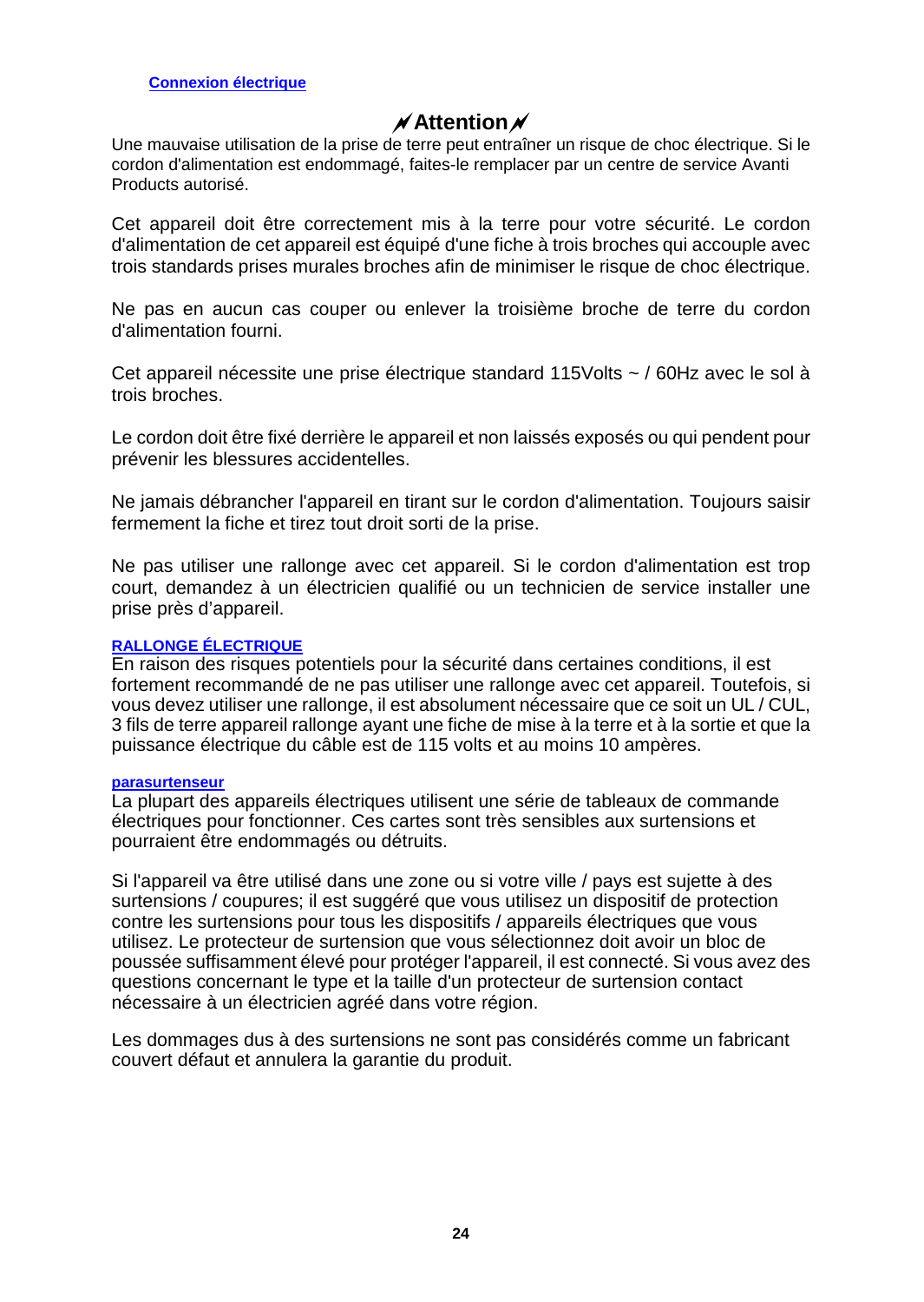**Connexion électrique**

## ⚡Attention⚡

Une mauvaise utilisation de la prise de terre peut entraîner un risque de choc électrique. Si le cordon d'alimentation est endommagé, faites-le remplacer par un centre de service Avanti Products autorisé.

Cet appareil doit être correctement mis à la terre pour votre sécurité. Le cordon d'alimentation de cet appareil est équipé d'une fiche à trois broches qui accouple avec trois standards prises murales broches afin de minimiser le risque de choc électrique.

Ne pas en aucun cas couper ou enlever la troisième broche de terre du cordon d'alimentation fourni.

Cet appareil nécessite une prise électrique standard 115Volts ~ / 60Hz avec le sol à trois broches.

Le cordon doit être fixé derrière le appareil et non laissés exposés ou qui pendent pour prévenir les blessures accidentelles.

Ne jamais débrancher l'appareil en tirant sur le cordon d'alimentation. Toujours saisir fermement la fiche et tirez tout droit sorti de la prise.

Ne pas utiliser une rallonge avec cet appareil. Si le cordon d'alimentation est trop court, demandez à un électricien qualifié ou un technicien de service installer une prise près d'appareil.

**RALLONGE ÉLECTRIQUE**

En raison des risques potentiels pour la sécurité dans certaines conditions, il est fortement recommandé de ne pas utiliser une rallonge avec cet appareil. Toutefois, si vous devez utiliser une rallonge, il est absolument nécessaire que ce soit un UL / CUL, 3 fils de terre appareil rallonge ayant une fiche de mise à la terre et à la sortie et que la puissance électrique du câble est de 115 volts et au moins 10 ampères.

**parasurtenseur**

La plupart des appareils électriques utilisent une série de tableaux de commande électriques pour fonctionner. Ces cartes sont très sensibles aux surtensions et pourraient être endommagés ou détruits.

Si l'appareil va être utilisé dans une zone ou si votre ville / pays est sujette à des surtensions / coupures; il est suggéré que vous utilisez un dispositif de protection contre les surtensions pour tous les dispositifs / appareils électriques que vous utilisez. Le protecteur de surtension que vous sélectionnez doit avoir un bloc de poussée suffisamment élevé pour protéger l'appareil, il est connecté. Si vous avez des questions concernant le type et la taille d'un protecteur de surtension contact nécessaire à un électricien agréé dans votre région.

Les dommages dus à des surtensions ne sont pas considérés comme un fabricant couvert défaut et annulera la garantie du produit.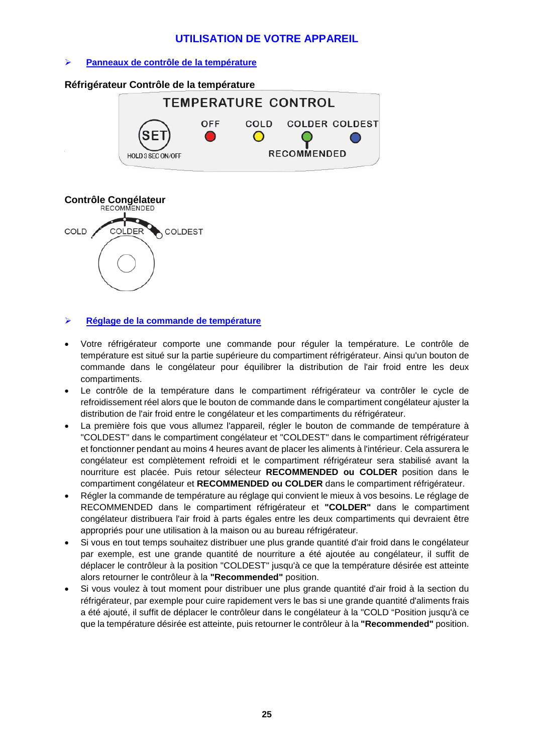# UTILISATION DE VOTRE APPAREIL

➢ **Panneaux de contrôle de la température**

**Réfrigérateur Contrôle de la température**

TEMPERATURE CONTROL

SET — HOLD 3 SEC ON/OFF

OFF COLD COLDER COLDEST

RECOMMENDED

**Contrôle Congélateur**

RECOMMENDED

COLD COLDER COLDEST

➢ **Réglage de la commande de température**

- Votre réfrigérateur comporte une commande pour réguler la température. Le contrôle de température est situé sur la partie supérieure du compartiment réfrigérateur. Ainsi qu'un bouton de commande dans le congélateur pour équilibrer la distribution de l'air froid entre les deux compartiments.
- Le contrôle de la température dans le compartiment réfrigérateur va contrôler le cycle de refroidissement réel alors que le bouton de commande dans le compartiment congélateur ajuster la distribution de l'air froid entre le congélateur et les compartiments du réfrigérateur.
- La première fois que vous allumez l'appareil, régler le bouton de commande de température à "COLDEST" dans le compartiment congélateur et "COLDEST" dans le compartiment réfrigérateur et fonctionner pendant au moins 4 heures avant de placer les aliments à l'intérieur. Cela assurera le congélateur est complètement refroidi et le compartiment réfrigérateur sera stabilisé avant la nourriture est placée. Puis retour sélecteur **RECOMMENDED ou COLDER** position dans le compartiment congélateur et **RECOMMENDED ou COLDER** dans le compartiment réfrigérateur.
- Régler la commande de température au réglage qui convient le mieux à vos besoins. Le réglage de RECOMMENDED dans le compartiment réfrigérateur et **"COLDER"** dans le compartiment congélateur distribuera l'air froid à parts égales entre les deux compartiments qui devraient être appropriés pour une utilisation à la maison ou au bureau réfrigérateur.
- Si vous en tout temps souhaitez distribuer une plus grande quantité d'air froid dans le congélateur par exemple, est une grande quantité de nourriture a été ajoutée au congélateur, il suffit de déplacer le contrôleur à la position "COLDEST" jusqu'à ce que la température désirée est atteinte alors retourner le contrôleur à la **"Recommended"** position.
- Si vous voulez à tout moment pour distribuer une plus grande quantité d'air froid à la section du réfrigérateur, par exemple pour cuire rapidement vers le bas si une grande quantité d'aliments frais a été ajouté, il suffit de déplacer le contrôleur dans le congélateur à la "COLD "Position jusqu'à ce que la température désirée est atteinte, puis retourner le contrôleur à la **"Recommended"** position.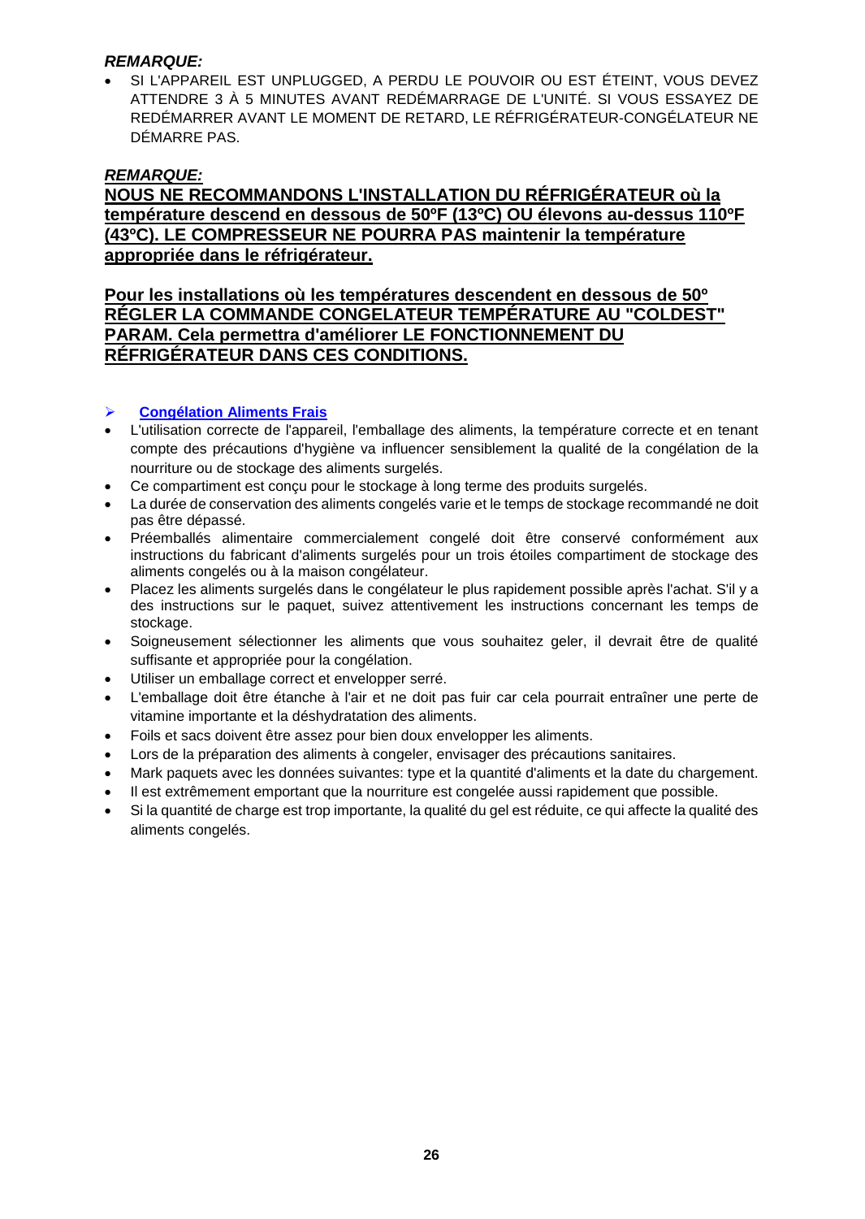***REMARQUE:***

- SI L'APPAREIL EST UNPLUGGED, A PERDU LE POUVOIR OU EST ÉTEINT, VOUS DEVEZ ATTENDRE 3 À 5 MINUTES AVANT REDÉMARRAGE DE L'UNITÉ. SI VOUS ESSAYEZ DE REDÉMARRER AVANT LE MOMENT DE RETARD, LE RÉFRIGÉRATEUR-CONGÉLATEUR NE DÉMARRE PAS.

***REMARQUE:***

**NOUS NE RECOMMANDONS L'INSTALLATION DU RÉFRIGÉRATEUR où la température descend en dessous de 50ºF (13ºC) OU élevons au-dessus 110ºF (43ºC). LE COMPRESSEUR NE POURRA PAS maintenir la température appropriée dans le réfrigérateur.**

**Pour les installations où les températures descendent en dessous de 50º RÉGLER LA COMMANDE CONGELATEUR TEMPÉRATURE AU "COLDEST" PARAM. Cela permettra d'améliorer LE FONCTIONNEMENT DU RÉFRIGÉRATEUR DANS CES CONDITIONS.**

➢ **Congélation Aliments Frais**

- L'utilisation correcte de l'appareil, l'emballage des aliments, la température correcte et en tenant compte des précautions d'hygiène va influencer sensiblement la qualité de la congélation de la nourriture ou de stockage des aliments surgelés.
- Ce compartiment est conçu pour le stockage à long terme des produits surgelés.
- La durée de conservation des aliments congelés varie et le temps de stockage recommandé ne doit pas être dépassé.
- Préemballés alimentaire commercialement congelé doit être conservé conformément aux instructions du fabricant d'aliments surgelés pour un trois étoiles compartiment de stockage des aliments congelés ou à la maison congélateur.
- Placez les aliments surgelés dans le congélateur le plus rapidement possible après l'achat. S'il y a des instructions sur le paquet, suivez attentivement les instructions concernant les temps de stockage.
- Soigneusement sélectionner les aliments que vous souhaitez geler, il devrait être de qualité suffisante et appropriée pour la congélation.
- Utiliser un emballage correct et envelopper serré.
- L'emballage doit être étanche à l'air et ne doit pas fuir car cela pourrait entraîner une perte de vitamine importante et la déshydratation des aliments.
- Foils et sacs doivent être assez pour bien doux envelopper les aliments.
- Lors de la préparation des aliments à congeler, envisager des précautions sanitaires.
- Mark paquets avec les données suivantes: type et la quantité d'aliments et la date du chargement.
- Il est extrêmement emportant que la nourriture est congelée aussi rapidement que possible.
- Si la quantité de charge est trop importante, la qualité du gel est réduite, ce qui affecte la qualité des aliments congelés.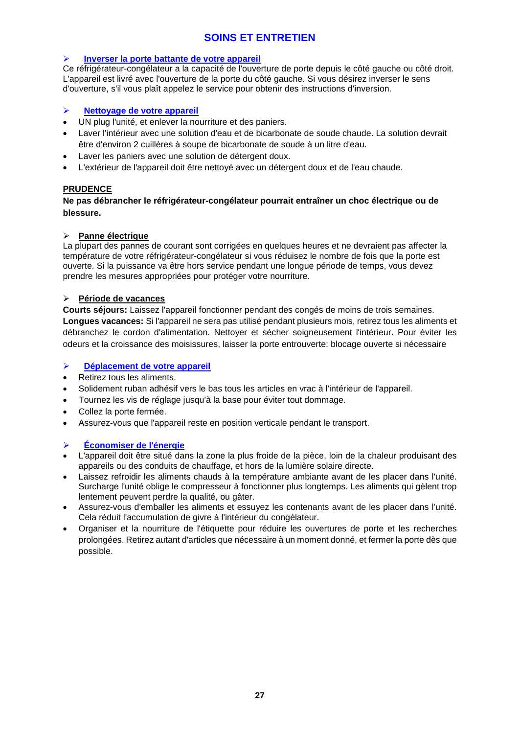# SOINS ET ENTRETIEN

### ➢ Inverser la porte battante de votre appareil

Ce réfrigérateur-congélateur a la capacité de l'ouverture de porte depuis le côté gauche ou côté droit. L'appareil est livré avec l'ouverture de la porte du côté gauche. Si vous désirez inverser le sens d'ouverture, s'il vous plaît appelez le service pour obtenir des instructions d'inversion.

### ➢ Nettoyage de votre appareil

- UN plug l'unité, et enlever la nourriture et des paniers.
- Laver l'intérieur avec une solution d'eau et de bicarbonate de soude chaude. La solution devrait être d'environ 2 cuillères à soupe de bicarbonate de soude à un litre d'eau.
- Laver les paniers avec une solution de détergent doux.
- L'extérieur de l'appareil doit être nettoyé avec un détergent doux et de l'eau chaude.

**PRUDENCE**

**Ne pas débrancher le réfrigérateur-congélateur pourrait entraîner un choc électrique ou de blessure.**

### ➢ Panne électrique

La plupart des pannes de courant sont corrigées en quelques heures et ne devraient pas affecter la température de votre réfrigérateur-congélateur si vous réduisez le nombre de fois que la porte est ouverte. Si la puissance va être hors service pendant une longue période de temps, vous devez prendre les mesures appropriées pour protéger votre nourriture.

### ➢ Période de vacances

**Courts séjours:** Laissez l'appareil fonctionner pendant des congés de moins de trois semaines.
**Longues vacances:** Si l'appareil ne sera pas utilisé pendant plusieurs mois, retirez tous les aliments et débranchez le cordon d'alimentation. Nettoyer et sécher soigneusement l'intérieur. Pour éviter les odeurs et la croissance des moisissures, laisser la porte entrouverte: blocage ouverte si nécessaire

### ➢ Déplacement de votre appareil

- Retirez tous les aliments.
- Solidement ruban adhésif vers le bas tous les articles en vrac à l'intérieur de l'appareil.
- Tournez les vis de réglage jusqu'à la base pour éviter tout dommage.
- Collez la porte fermée.
- Assurez-vous que l'appareil reste en position verticale pendant le transport.

### ➢ Économiser de l'énergie

- L'appareil doit être situé dans la zone la plus froide de la pièce, loin de la chaleur produisant des appareils ou des conduits de chauffage, et hors de la lumière solaire directe.
- Laissez refroidir les aliments chauds à la température ambiante avant de les placer dans l'unité. Surcharge l'unité oblige le compresseur à fonctionner plus longtemps. Les aliments qui gèlent trop lentement peuvent perdre la qualité, ou gâter.
- Assurez-vous d'emballer les aliments et essuyez les contenants avant de les placer dans l'unité. Cela réduit l'accumulation de givre à l'intérieur du congélateur.
- Organiser et la nourriture de l'étiquette pour réduire les ouvertures de porte et les recherches prolongées. Retirez autant d'articles que nécessaire à un moment donné, et fermer la porte dès que possible.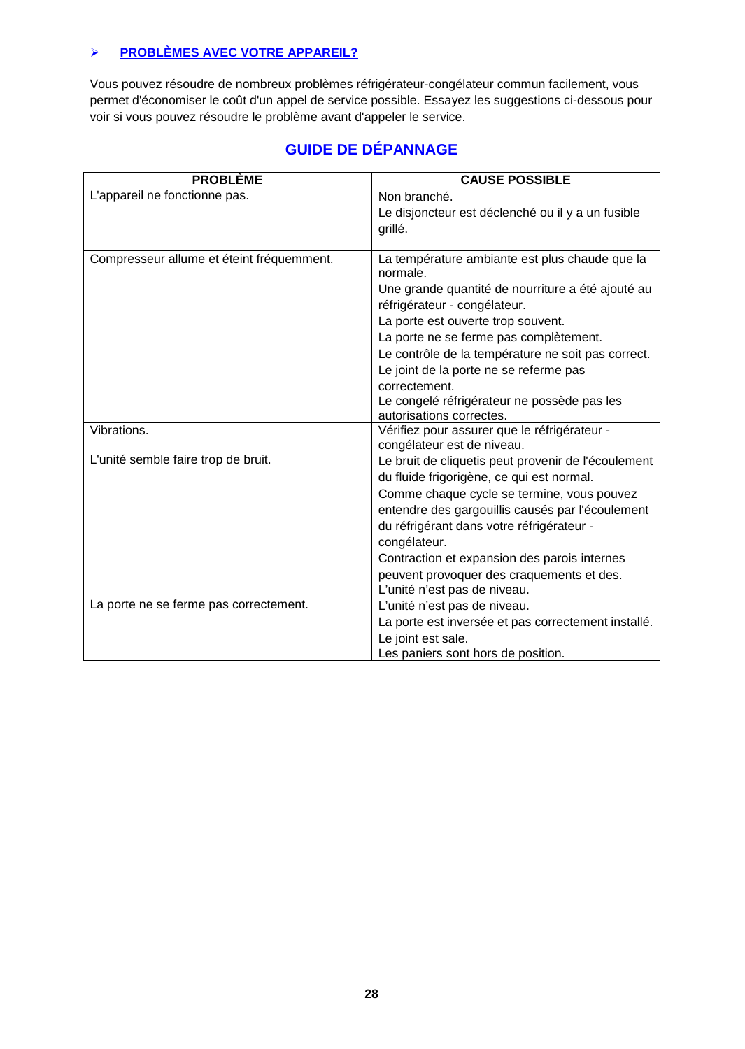## ➢ PROBLÈMES AVEC VOTRE APPAREIL?

Vous pouvez résoudre de nombreux problèmes réfrigérateur-congélateur commun facilement, vous permet d'économiser le coût d'un appel de service possible. Essayez les suggestions ci-dessous pour voir si vous pouvez résoudre le problème avant d'appeler le service.

## GUIDE DE DÉPANNAGE

| PROBLÈME | CAUSE POSSIBLE |
|---|---|
| L'appareil ne fonctionne pas. | Non branché.<br>Le disjoncteur est déclenché ou il y a un fusible grillé. |
| Compresseur allume et éteint fréquemment. | La température ambiante est plus chaude que la normale.<br>Une grande quantité de nourriture a été ajouté au réfrigérateur - congélateur.<br>La porte est ouverte trop souvent.<br>La porte ne se ferme pas complètement.<br>Le contrôle de la température ne soit pas correct.<br>Le joint de la porte ne se referme pas correctement.<br>Le congelé réfrigérateur ne possède pas les autorisations correctes. |
| Vibrations. | Vérifiez pour assurer que le réfrigérateur - congélateur est de niveau. |
| L'unité semble faire trop de bruit. | Le bruit de cliquetis peut provenir de l'écoulement du fluide frigorigène, ce qui est normal.<br>Comme chaque cycle se termine, vous pouvez entendre des gargouillis causés par l'écoulement du réfrigérant dans votre réfrigérateur - congélateur.<br>Contraction et expansion des parois internes peuvent provoquer des craquements et des.<br>L'unité n'est pas de niveau. |
| La porte ne se ferme pas correctement. | L'unité n'est pas de niveau.<br>La porte est inversée et pas correctement installé.<br>Le joint est sale.<br>Les paniers sont hors de position. |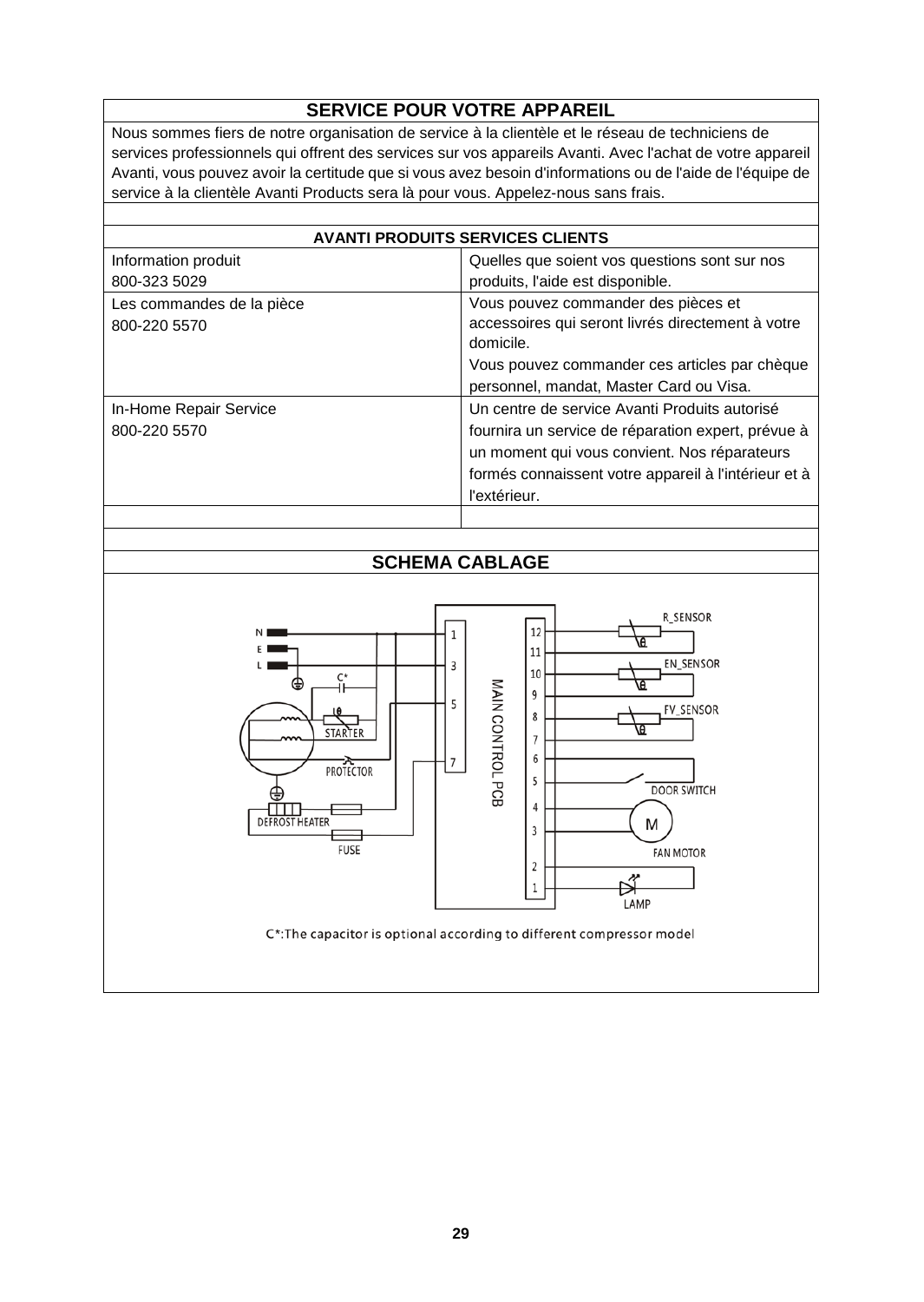## SERVICE POUR VOTRE APPAREIL

Nous sommes fiers de notre organisation de service à la clientèle et le réseau de techniciens de services professionnels qui offrent des services sur vos appareils Avanti. Avec l'achat de votre appareil Avanti, vous pouvez avoir la certitude que si vous avez besoin d'informations ou de l'aide de l'équipe de service à la clientèle Avanti Products sera là pour vous. Appelez-nous sans frais.

| AVANTI PRODUITS SERVICES CLIENTS | |
|---|---|
| Information produit<br>800-323 5029 | Quelles que soient vos questions sont sur nos produits, l'aide est disponible. |
| Les commandes de la pièce<br>800-220 5570 | Vous pouvez commander des pièces et accessoires qui seront livrés directement à votre domicile.<br>Vous pouvez commander ces articles par chèque personnel, mandat, Master Card ou Visa. |
| In-Home Repair Service<br>800-220 5570 | Un centre de service Avanti Produits autorisé fournira un service de réparation expert, prévue à un moment qui vous convient. Nos réparateurs formés connaissent votre appareil à l'intérieur et à l'extérieur. |

## SCHEMA CABLAGE

N
E
L
C*
STARTER
PROTECTOR
DEFROST HEATER
FUSE
MAIN CONTROL PCB
R_SENSOR
EN_SENSOR
FV_SENSOR
DOOR SWITCH
FAN MOTOR
LAMP

C*:The capacitor is optional according to different compressor model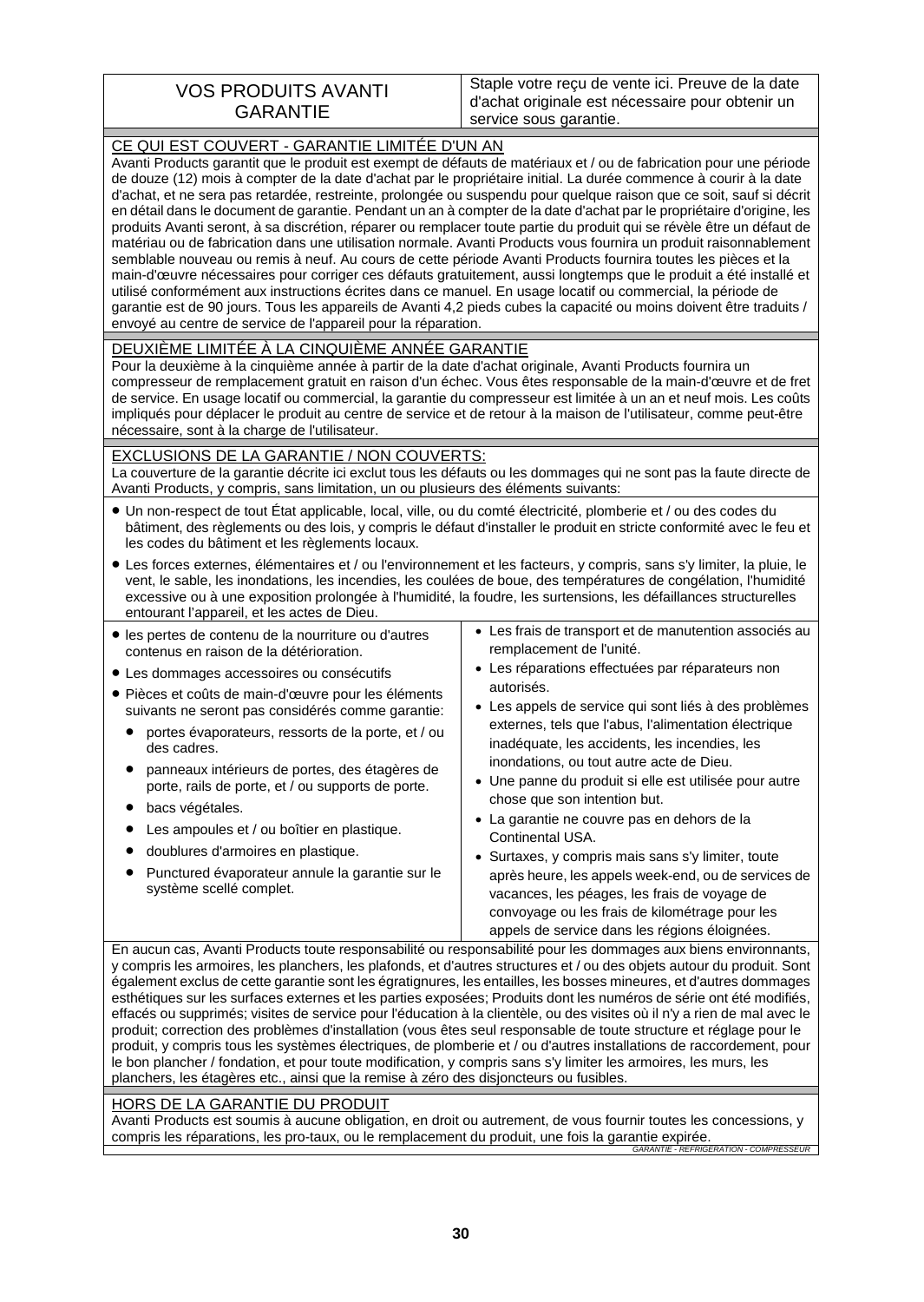| VOS PRODUITS AVANTI GARANTIE | Staple votre reçu de vente ici. Preuve de la date d'achat originale est nécessaire pour obtenir un service sous garantie. |
|---|---|

## CE QUI EST COUVERT - GARANTIE LIMITÉE D'UN AN

Avanti Products garantit que le produit est exempt de défauts de matériaux et / ou de fabrication pour une période de douze (12) mois à compter de la date d'achat par le propriétaire initial. La durée commence à courir à la date d'achat, et ne sera pas retardée, restreinte, prolongée ou suspendu pour quelque raison que ce soit, sauf si décrit en détail dans le document de garantie. Pendant un an à compter de la date d'achat par le propriétaire d'origine, les produits Avanti seront, à sa discrétion, réparer ou remplacer toute partie du produit qui se révèle être un défaut de matériau ou de fabrication dans une utilisation normale. Avanti Products vous fournira un produit raisonnablement semblable nouveau ou remis à neuf. Au cours de cette période Avanti Products fournira toutes les pièces et la main-d'œuvre nécessaires pour corriger ces défauts gratuitement, aussi longtemps que le produit a été installé et utilisé conformément aux instructions écrites dans ce manuel. En usage locatif ou commercial, la période de garantie est de 90 jours. Tous les appareils de Avanti 4,2 pieds cubes la capacité ou moins doivent être traduits / envoyé au centre de service de l'appareil pour la réparation.

## DEUXIÈME LIMITÉE À LA CINQUIÈME ANNÉE GARANTIE

Pour la deuxième à la cinquième année à partir de la date d'achat originale, Avanti Products fournira un compresseur de remplacement gratuit en raison d'un échec. Vous êtes responsable de la main-d'œuvre et de fret de service. En usage locatif ou commercial, la garantie du compresseur est limitée à un an et neuf mois. Les coûts impliqués pour déplacer le produit au centre de service et de retour à la maison de l'utilisateur, comme peut-être nécessaire, sont à la charge de l'utilisateur.

## EXCLUSIONS DE LA GARANTIE / NON COUVERTS:

La couverture de la garantie décrite ici exclut tous les défauts ou les dommages qui ne sont pas la faute directe de Avanti Products, y compris, sans limitation, un ou plusieurs des éléments suivants:

- Un non-respect de tout État applicable, local, ville, ou du comté électricité, plomberie et / ou des codes du bâtiment, des règlements ou des lois, y compris le défaut d'installer le produit en stricte conformité avec le feu et les codes du bâtiment et les règlements locaux.
- Les forces externes, élémentaires et / ou l'environnement et les facteurs, y compris, sans s'y limiter, la pluie, le vent, le sable, les inondations, les incendies, les coulées de boue, des températures de congélation, l'humidité excessive ou à une exposition prolongée à l'humidité, la foudre, les surtensions, les défaillances structurelles entourant l'appareil, et les actes de Dieu.
- les pertes de contenu de la nourriture ou d'autres contenus en raison de la détérioration.
- Les dommages accessoires ou consécutifs
- Pièces et coûts de main-d'œuvre pour les éléments suivants ne seront pas considérés comme garantie:
  - portes évaporateurs, ressorts de la porte, et / ou des cadres.
  - panneaux intérieurs de portes, des étagères de porte, rails de porte, et / ou supports de porte.
  - bacs végétales.
  - Les ampoules et / ou boîtier en plastique.
  - doublures d'armoires en plastique.
  - Punctured évaporateur annule la garantie sur le système scellé complet.
- Les frais de transport et de manutention associés au remplacement de l'unité.
- Les réparations effectuées par réparateurs non autorisés.
- Les appels de service qui sont liés à des problèmes externes, tels que l'abus, l'alimentation électrique inadéquate, les accidents, les incendies, les inondations, ou tout autre acte de Dieu.
- Une panne du produit si elle est utilisée pour autre chose que son intention but.
- La garantie ne couvre pas en dehors de la Continental USA.
- Surtaxes, y compris mais sans s'y limiter, toute après heure, les appels week-end, ou de services de vacances, les péages, les frais de voyage de convoyage ou les frais de kilométrage pour les appels de service dans les régions éloignées.

En aucun cas, Avanti Products toute responsabilité ou responsabilité pour les dommages aux biens environnants, y compris les armoires, les planchers, les plafonds, et d'autres structures et / ou des objets autour du produit. Sont également exclus de cette garantie sont les égratignures, les entailles, les bosses mineures, et d'autres dommages esthétiques sur les surfaces externes et les parties exposées; Produits dont les numéros de série ont été modifiés, effacés ou supprimés; visites de service pour l'éducation à la clientèle, ou des visites où il n'y a rien de mal avec le produit; correction des problèmes d'installation (vous êtes seul responsable de toute structure et réglage pour le produit, y compris tous les systèmes électriques, de plomberie et / ou d'autres installations de raccordement, pour le bon plancher / fondation, et pour toute modification, y compris sans s'y limiter les armoires, les murs, les planchers, les étagères etc., ainsi que la remise à zéro des disjoncteurs ou fusibles.

## HORS DE LA GARANTIE DU PRODUIT

Avanti Products est soumis à aucune obligation, en droit ou autrement, de vous fournir toutes les concessions, y compris les réparations, les pro-taux, ou le remplacement du produit, une fois la garantie expirée.

*GARANTIE - REFRIGERATION - COMPRESSEUR*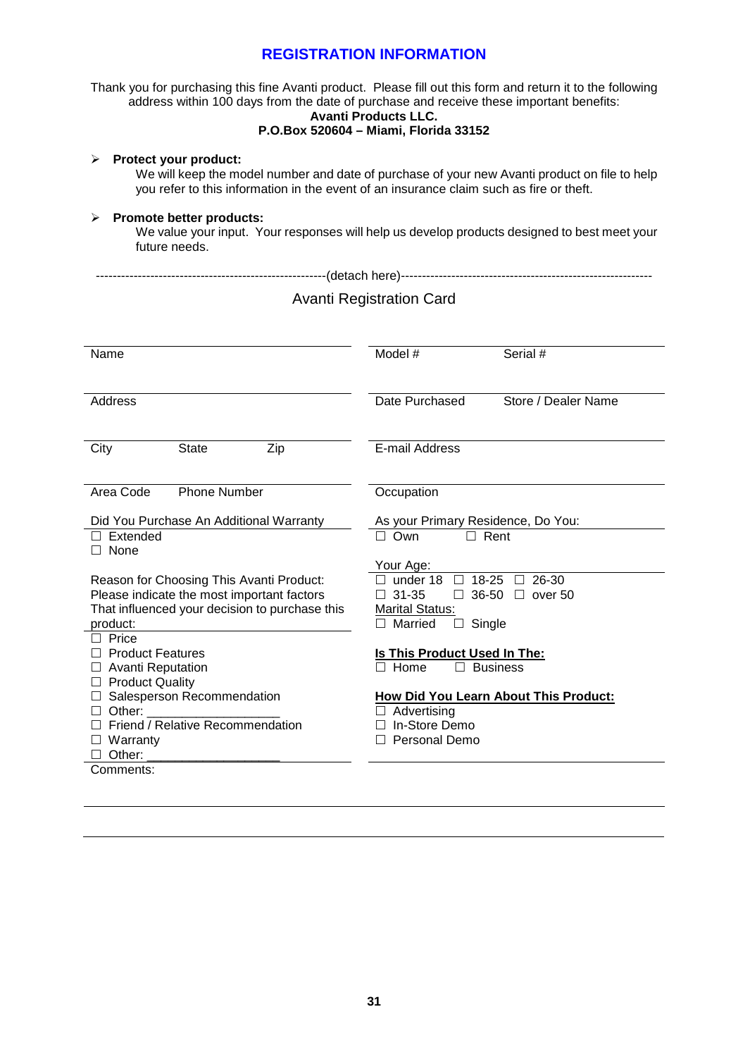# REGISTRATION INFORMATION

Thank you for purchasing this fine Avanti product. Please fill out this form and return it to the following address within 100 days from the date of purchase and receive these important benefits:

**Avanti Products LLC.**
**P.O.Box 520604 – Miami, Florida 33152**

- **Protect your product:**
  We will keep the model number and date of purchase of your new Avanti product on file to help you refer to this information in the event of an insurance claim such as fire or theft.

- **Promote better products:**
  We value your input. Your responses will help us develop products designed to best meet your future needs.

-------------------------------------------------------(detach here)-----------------------------------------------------------

## Avanti Registration Card

Name

Address

City State Zip

Area Code Phone Number

Did You Purchase An Additional Warranty

- ☐ Extended
- ☐ None

Reason for Choosing This Avanti Product: Please indicate the most important factors That influenced your decision to purchase this product:

- ☐ Price
- ☐ Product Features
- ☐ Avanti Reputation
- ☐ Product Quality
- ☐ Salesperson Recommendation
- ☐ Other: ___________________
- ☐ Friend / Relative Recommendation
- ☐ Warranty
- ☐ Other: ___________________

Model # Serial #

Date Purchased Store / Dealer Name

E-mail Address

Occupation

As your Primary Residence, Do You:

☐ Own ☐ Rent

Your Age:

☐ under 18 ☐ 18-25 ☐ 26-30
☐ 31-35 ☐ 36-50 ☐ over 50

Marital Status:

☐ Married ☐ Single

**Is This Product Used In The:**

☐ Home ☐ Business

**How Did You Learn About This Product:**

- ☐ Advertising
- ☐ In-Store Demo
- ☐ Personal Demo

Comments: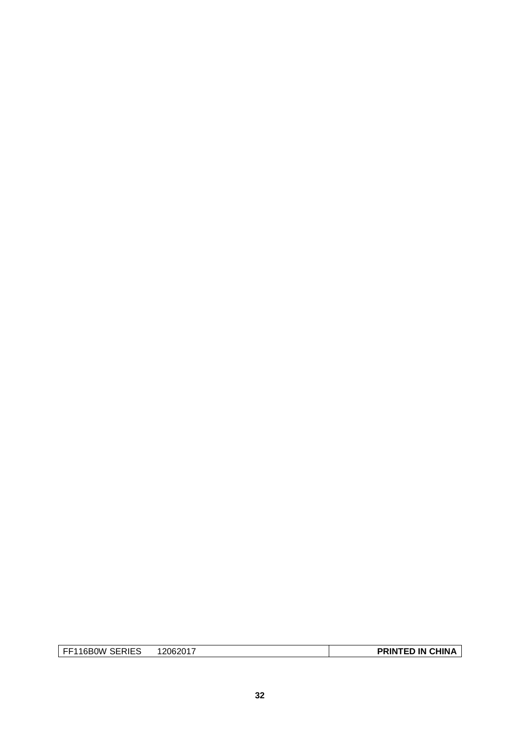| | |
|---|---|
| FF116B0W SERIES 12062017 | **PRINTED IN CHINA** |